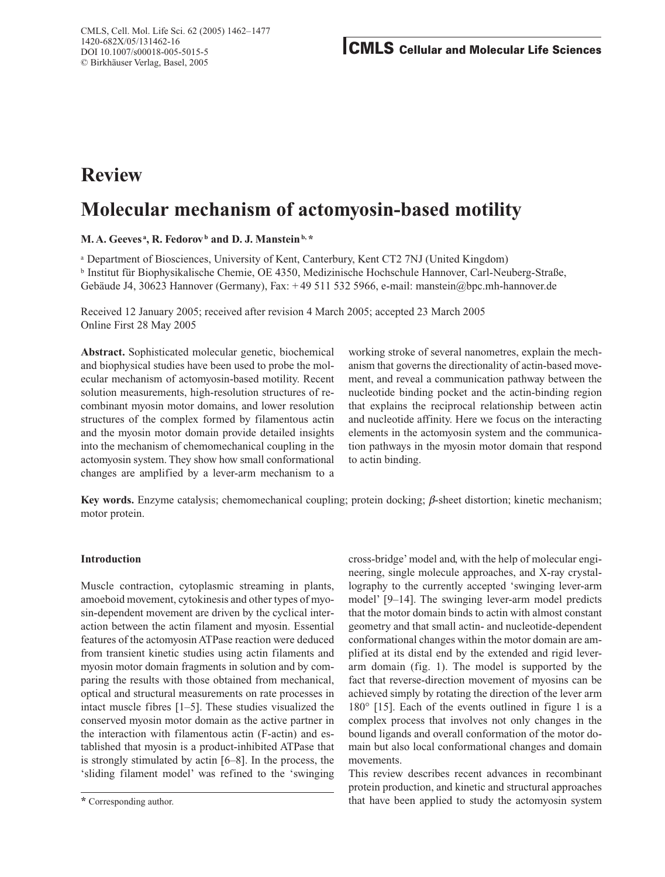# Review

# Molecular mechanism of actomyosin-based motility

**M. A. Geeves[a], R. Fedorov[b] and D. J. Manstein[b,*]**

[a] Department of Biosciences, University of Kent, Canterbury, Kent CT2 7NJ (United Kingdom)

[b] Institut für Biophysikalische Chemie, OE 4350, Medizinische Hochschule Hannover, Carl-Neuberg-Straße, Gebäude J4, 30623 Hannover (Germany), Fax: +49 511 532 5966, e-mail: manstein@bpc.mh-hannover.de

Received 12 January 2005; received after revision 4 March 2005; accepted 23 March 2005
Online First 28 May 2005

**Abstract.** Sophisticated molecular genetic, biochemical and biophysical studies have been used to probe the molecular mechanism of actomyosin-based motility. Recent solution measurements, high-resolution structures of recombinant myosin motor domains, and lower resolution structures of the complex formed by filamentous actin and the myosin motor domain provide detailed insights into the mechanism of chemomechanical coupling in the actomyosin system. They show how small conformational changes are amplified by a lever-arm mechanism to a working stroke of several nanometres, explain the mechanism that governs the directionality of actin-based movement, and reveal a communication pathway between the nucleotide binding pocket and the actin-binding region that explains the reciprocal relationship between actin and nucleotide affinity. Here we focus on the interacting elements in the actomyosin system and the communication pathways in the myosin motor domain that respond to actin binding.

**Key words.** Enzyme catalysis; chemomechanical coupling; protein docking; *β*-sheet distortion; kinetic mechanism; motor protein.

### Introduction

Muscle contraction, cytoplasmic streaming in plants, amoeboid movement, cytokinesis and other types of myosin-dependent movement are driven by the cyclical interaction between the actin filament and myosin. Essential features of the actomyosin ATPase reaction were deduced from transient kinetic studies using actin filaments and myosin motor domain fragments in solution and by comparing the results with those obtained from mechanical, optical and structural measurements on rate processes in intact muscle fibres [1–5]. These studies visualized the conserved myosin motor domain as the active partner in the interaction with filamentous actin (F-actin) and established that myosin is a product-inhibited ATPase that is strongly stimulated by actin [6–8]. In the process, the 'sliding filament model' was refined to the 'swinging cross-bridge' model and, with the help of molecular engineering, single molecule approaches, and X-ray crystallography to the currently accepted 'swinging lever-arm model' [9–14]. The swinging lever-arm model predicts that the motor domain binds to actin with almost constant geometry and that small actin- and nucleotide-dependent conformational changes within the motor domain are amplified at its distal end by the extended and rigid lever-arm domain (fig. 1). The model is supported by the fact that reverse-direction movement of myosins can be achieved simply by rotating the direction of the lever arm 180° [15]. Each of the events outlined in figure 1 is a complex process that involves not only changes in the bound ligands and overall conformation of the motor domain but also local conformational changes and domain movements.

This review describes recent advances in recombinant protein production, and kinetic and structural approaches that have been applied to study the actomyosin system

\* Corresponding author.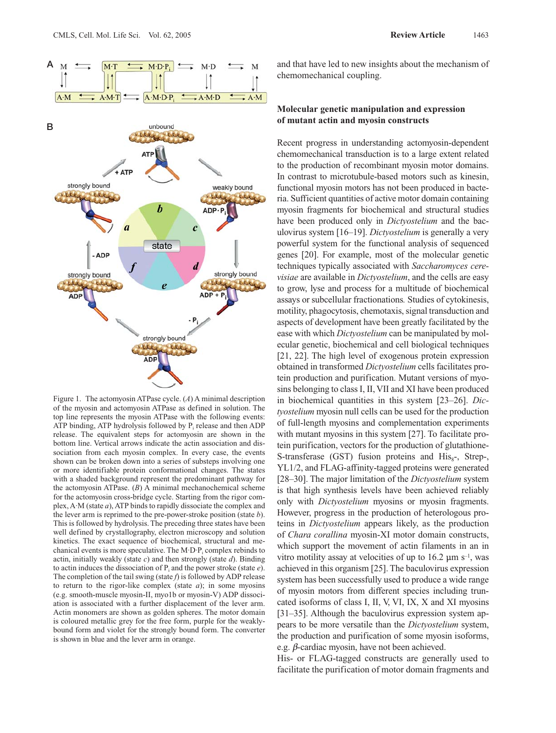Figure 1. The actomyosin ATPase cycle. (*A*) A minimal description of the myosin and actomyosin ATPase as defined in solution. The top line represents the myosin ATPase with the following events: ATP binding, ATP hydrolysis followed by $P_i$ release and then ADP release. The equivalent steps for actomyosin are shown in the bottom line. Vertical arrows indicate the actin association and dissociation from each myosin complex. In every case, the events shown can be broken down into a series of substeps involving one or more identifiable protein conformational changes. The states with a shaded background represent the predominant pathway for the actomyosin ATPase. (*B*) A minimal mechanochemical scheme for the actomyosin cross-bridge cycle. Starting from the rigor complex, A·M (state *a*), ATP binds to rapidly dissociate the complex and the lever arm is reprimed to the pre-power-stroke position (state *b*). This is followed by hydrolysis. The preceding three states have been well defined by crystallography, electron microscopy and solution kinetics. The exact sequence of biochemical, structural and mechanical events is more speculative. The M·D·$P_i$ complex rebinds to actin, initially weakly (state *c*) and then strongly (state *d*). Binding to actin induces the dissociation of $P_i$ and the power stroke (state *e*). The completion of the tail swing (state *f*) is followed by ADP release to return to the rigor-like complex (state *a*); in some myosins (e.g. smooth-muscle myosin-II, myo1b or myosin-V) ADP dissociation is associated with a further displacement of the lever arm. Actin monomers are shown as golden spheres. The motor domain is coloured metallic grey for the free form, purple for the weakly-bound form and violet for the strongly bound form. The converter is shown in blue and the lever arm in orange.

and that have led to new insights about the mechanism of chemomechanical coupling.

## Molecular genetic manipulation and expression of mutant actin and myosin constructs

Recent progress in understanding actomyosin-dependent chemomechanical transduction is to a large extent related to the production of recombinant myosin motor domains. In contrast to microtubule-based motors such as kinesin, functional myosin motors has not been produced in bacteria. Sufficient quantities of active motor domain containing myosin fragments for biochemical and structural studies have been produced only in *Dictyostelium* and the baculovirus system [16–19]. *Dictyostelium* is generally a very powerful system for the functional analysis of sequenced genes [20]. For example, most of the molecular genetic techniques typically associated with *Saccharomyces cerevisiae* are available in *Dictyostelium*, and the cells are easy to grow, lyse and process for a multitude of biochemical assays or subcellular fractionations. Studies of cytokinesis, motility, phagocytosis, chemotaxis, signal transduction and aspects of development have been greatly facilitated by the ease with which *Dictyostelium* can be manipulated by molecular genetic, biochemical and cell biological techniques [21, 22]. The high level of exogenous protein expression obtained in transformed *Dictyostelium* cells facilitates protein production and purification. Mutant versions of myosins belonging to class I, II, VII and XI have been produced in biochemical quantities in this system [23–26]. *Dictyostelium* myosin null cells can be used for the production of full-length myosins and complementation experiments with mutant myosins in this system [27]. To facilitate protein purification, vectors for the production of glutathione-S-transferase (GST) fusion proteins and $His_8$-, Strep-, YL1/2, and FLAG-affinity-tagged proteins were generated [28–30]. The major limitation of the *Dictyostelium* system is that high synthesis levels have been achieved reliably only with *Dictyostelium* myosins or myosin fragments. However, progress in the production of heterologous proteins in *Dictyostelium* appears likely, as the production of *Chara corallina* myosin-XI motor domain constructs, which support the movement of actin filaments in an in vitro motility assay at velocities of up to 16.2 μm $s^{-1}$, was achieved in this organism [25]. The baculovirus expression system has been successfully used to produce a wide range of myosin motors from different species including truncated isoforms of class I, II, V, VI, IX, X and XI myosins [31–35]. Although the baculovirus expression system appears to be more versatile than the *Dictyostelium* system, the production and purification of some myosin isoforms, e.g. $\beta$-cardiac myosin, have not been achieved.

His- or FLAG-tagged constructs are generally used to facilitate the purification of motor domain fragments and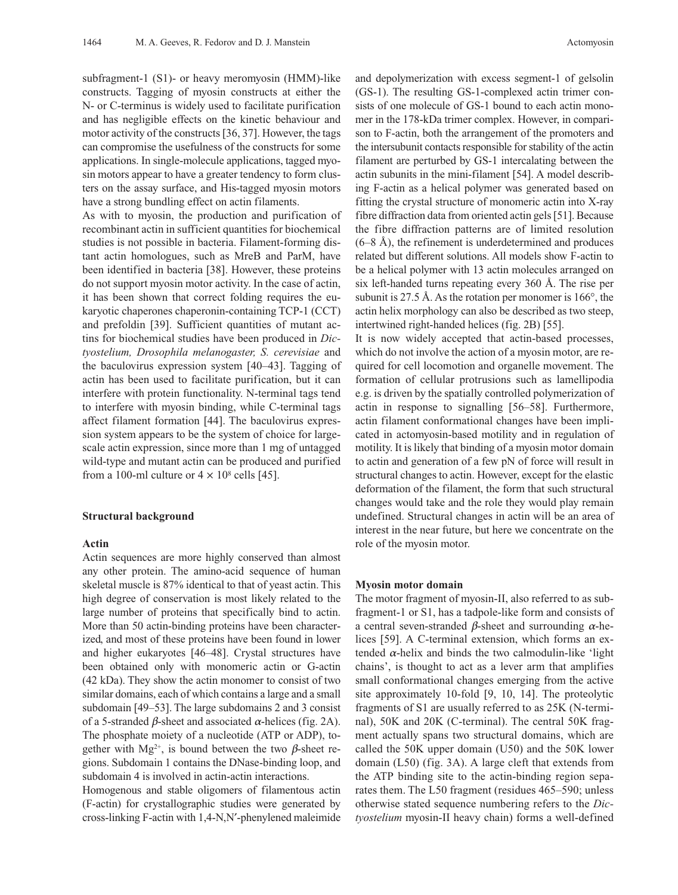subfragment-1 (S1)- or heavy meromyosin (HMM)-like constructs. Tagging of myosin constructs at either the N- or C-terminus is widely used to facilitate purification and has negligible effects on the kinetic behaviour and motor activity of the constructs [36, 37]. However, the tags can compromise the usefulness of the constructs for some applications. In single-molecule applications, tagged myosin motors appear to have a greater tendency to form clusters on the assay surface, and His-tagged myosin motors have a strong bundling effect on actin filaments.

As with to myosin, the production and purification of recombinant actin in sufficient quantities for biochemical studies is not possible in bacteria. Filament-forming distant actin homologues, such as MreB and ParM, have been identified in bacteria [38]. However, these proteins do not support myosin motor activity. In the case of actin, it has been shown that correct folding requires the eukaryotic chaperones chaperonin-containing TCP-1 (CCT) and prefoldin [39]. Sufficient quantities of mutant actins for biochemical studies have been produced in *Dictyostelium, Drosophila melanogaster, S. cerevisiae* and the baculovirus expression system [40–43]. Tagging of actin has been used to facilitate purification, but it can interfere with protein functionality. N-terminal tags tend to interfere with myosin binding, while C-terminal tags affect filament formation [44]. The baculovirus expression system appears to be the system of choice for large-scale actin expression, since more than 1 mg of untagged wild-type and mutant actin can be produced and purified from a 100-ml culture or $4 \times 10^8$ cells [45].

## Structural background

### Actin

Actin sequences are more highly conserved than almost any other protein. The amino-acid sequence of human skeletal muscle is 87% identical to that of yeast actin. This high degree of conservation is most likely related to the large number of proteins that specifically bind to actin. More than 50 actin-binding proteins have been characterized, and most of these proteins have been found in lower and higher eukaryotes [46–48]. Crystal structures have been obtained only with monomeric actin or G-actin (42 kDa). They show the actin monomer to consist of two similar domains, each of which contains a large and a small subdomain [49–53]. The large subdomains 2 and 3 consist of a 5-stranded $\beta$-sheet and associated $\alpha$-helices (fig. 2A). The phosphate moiety of a nucleotide (ATP or ADP), together with $Mg^{2+}$, is bound between the two $\beta$-sheet regions. Subdomain 1 contains the DNase-binding loop, and subdomain 4 is involved in actin-actin interactions.

Homogenous and stable oligomers of filamentous actin (F-actin) for crystallographic studies were generated by cross-linking F-actin with 1,4-N,N′-phenylened maleimide and depolymerization with excess segment-1 of gelsolin (GS-1). The resulting GS-1-complexed actin trimer consists of one molecule of GS-1 bound to each actin monomer in the 178-kDa trimer complex. However, in comparison to F-actin, both the arrangement of the promoters and the intersubunit contacts responsible for stability of the actin filament are perturbed by GS-1 intercalating between the actin subunits in the mini-filament [54]. A model describing F-actin as a helical polymer was generated based on fitting the crystal structure of monomeric actin into X-ray fibre diffraction data from oriented actin gels [51]. Because the fibre diffraction patterns are of limited resolution (6–8 Å), the refinement is underdetermined and produces related but different solutions. All models show F-actin to be a helical polymer with 13 actin molecules arranged on six left-handed turns repeating every 360 Å. The rise per subunit is 27.5 Å. As the rotation per monomer is 166°, the actin helix morphology can also be described as two steep, intertwined right-handed helices (fig. 2B) [55].

It is now widely accepted that actin-based processes, which do not involve the action of a myosin motor, are required for cell locomotion and organelle movement. The formation of cellular protrusions such as lamellipodia e.g. is driven by the spatially controlled polymerization of actin in response to signalling [56–58]. Furthermore, actin filament conformational changes have been implicated in actomyosin-based motility and in regulation of motility. It is likely that binding of a myosin motor domain to actin and generation of a few pN of force will result in structural changes to actin. However, except for the elastic deformation of the filament, the form that such structural changes would take and the role they would play remain undefined. Structural changes in actin will be an area of interest in the near future, but here we concentrate on the role of the myosin motor.

### Myosin motor domain

The motor fragment of myosin-II, also referred to as subfragment-1 or S1, has a tadpole-like form and consists of a central seven-stranded $\beta$-sheet and surrounding $\alpha$-helices [59]. A C-terminal extension, which forms an extended $\alpha$-helix and binds the two calmodulin-like 'light chains', is thought to act as a lever arm that amplifies small conformational changes emerging from the active site approximately 10-fold [9, 10, 14]. The proteolytic fragments of S1 are usually referred to as 25K (N-terminal), 50K and 20K (C-terminal). The central 50K fragment actually spans two structural domains, which are called the 50K upper domain (U50) and the 50K lower domain (L50) (fig. 3A). A large cleft that extends from the ATP binding site to the actin-binding region separates them. The L50 fragment (residues 465–590; unless otherwise stated sequence numbering refers to the *Dictyostelium* myosin-II heavy chain) forms a well-defined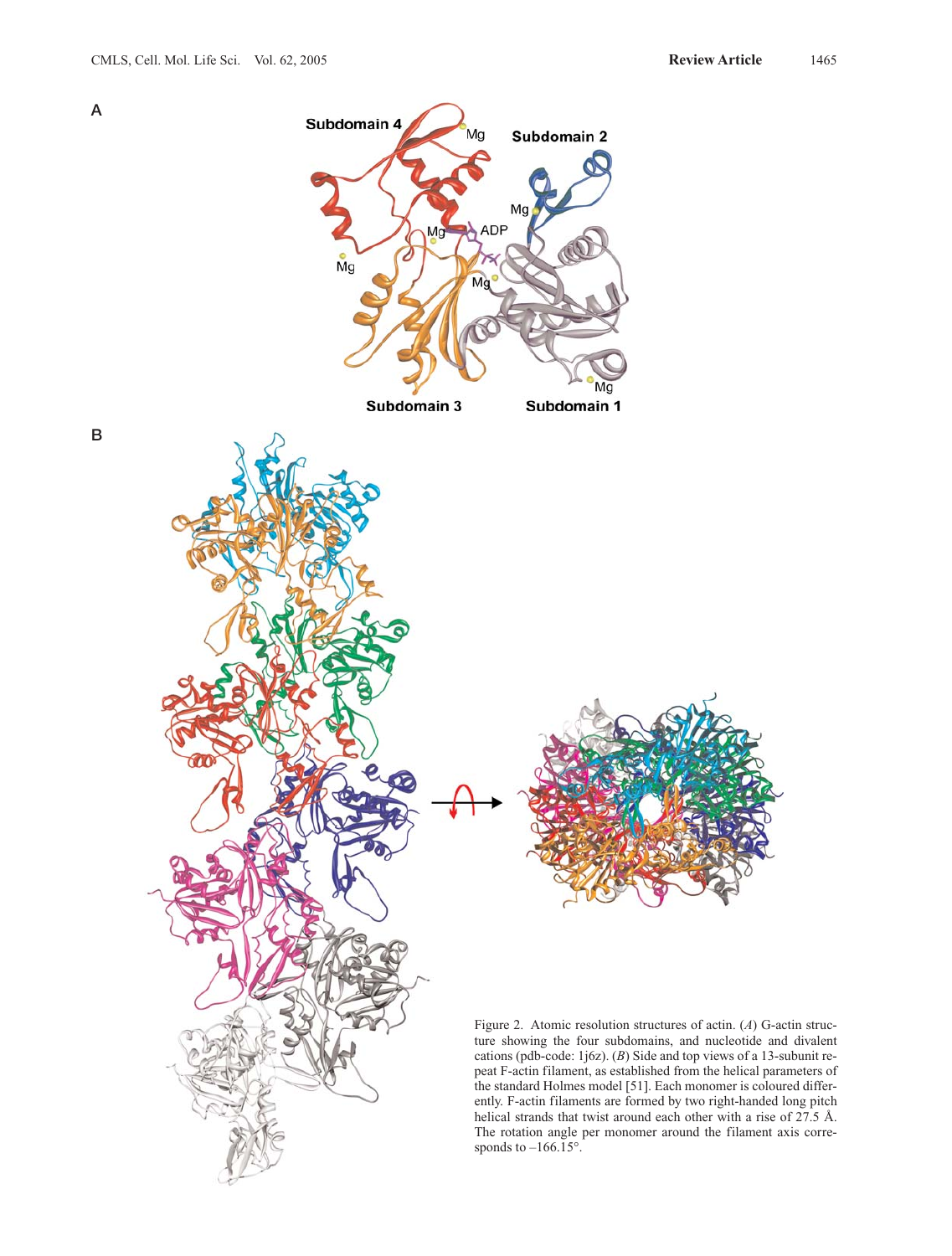Figure 2. Atomic resolution structures of actin. (*A*) G-actin structure showing the four subdomains, and nucleotide and divalent cations (pdb-code: 1j6z). (*B*) Side and top views of a 13-subunit repeat F-actin filament, as established from the helical parameters of the standard Holmes model [51]. Each monomer is coloured differently. F-actin filaments are formed by two right-handed long pitch helical strands that twist around each other with a rise of 27.5 Å. The rotation angle per monomer around the filament axis corresponds to –166.15°.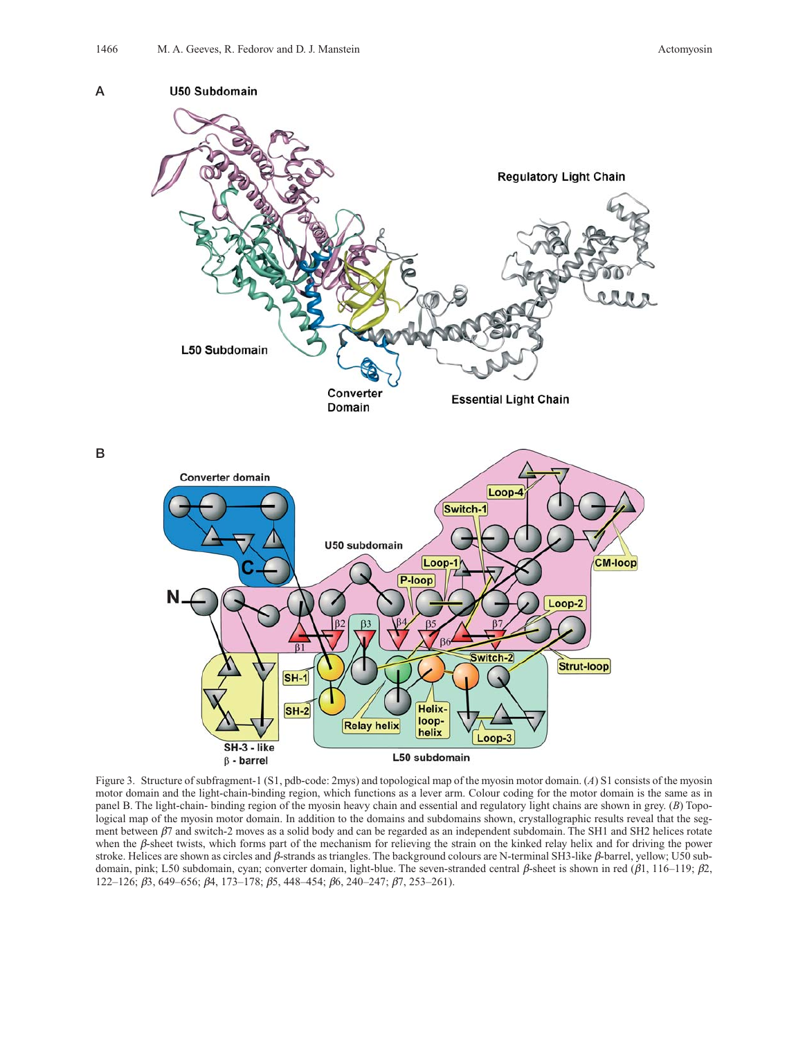Figure 3. Structure of subfragment-1 (S1, pdb-code: 2mys) and topological map of the myosin motor domain. (*A*) S1 consists of the myosin motor domain and the light-chain-binding region, which functions as a lever arm. Colour coding for the motor domain is the same as in panel B. The light-chain- binding region of the myosin heavy chain and essential and regulatory light chains are shown in grey. (*B*) Topological map of the myosin motor domain. In addition to the domains and subdomains shown, crystallographic results reveal that the segment between $\beta 7$ and switch-2 moves as a solid body and can be regarded as an independent subdomain. The SH1 and SH2 helices rotate when the $\beta$-sheet twists, which forms part of the mechanism for relieving the strain on the kinked relay helix and for driving the power stroke. Helices are shown as circles and $\beta$-strands as triangles. The background colours are N-terminal SH3-like $\beta$-barrel, yellow; U50 subdomain, pink; L50 subdomain, cyan; converter domain, light-blue. The seven-stranded central $\beta$-sheet is shown in red ($\beta 1$, 116–119; $\beta 2$, 122–126; $\beta 3$, 649–656; $\beta 4$, 173–178; $\beta 5$, 448–454; $\beta 6$, 240–247; $\beta 7$, 253–261).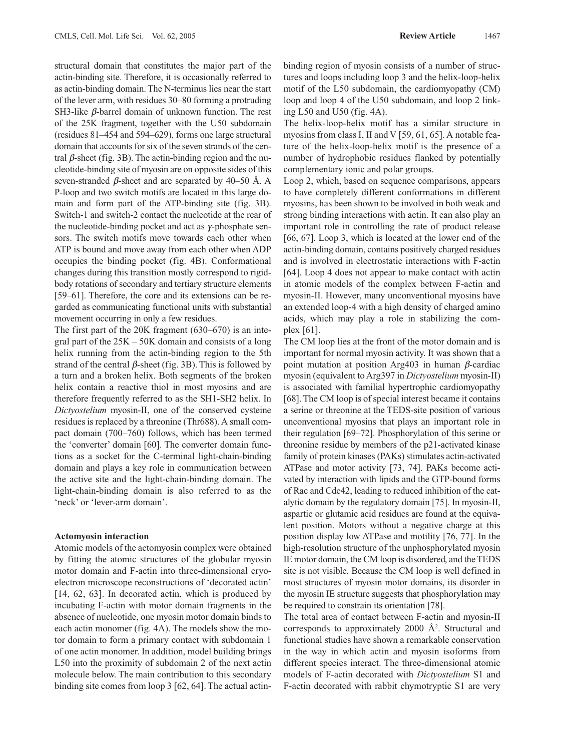structural domain that constitutes the major part of the actin-binding site. Therefore, it is occasionally referred to as actin-binding domain. The N-terminus lies near the start of the lever arm, with residues 30–80 forming a protruding SH3-like β-barrel domain of unknown function. The rest of the 25K fragment, together with the U50 subdomain (residues 81–454 and 594–629), forms one large structural domain that accounts for six of the seven strands of the central β-sheet (fig. 3B). The actin-binding region and the nucleotide-binding site of myosin are on opposite sides of this seven-stranded β-sheet and are separated by 40–50 Å. A P-loop and two switch motifs are located in this large domain and form part of the ATP-binding site (fig. 3B). Switch-1 and switch-2 contact the nucleotide at the rear of the nucleotide-binding pocket and act as γ-phosphate sensors. The switch motifs move towards each other when ATP is bound and move away from each other when ADP occupies the binding pocket (fig. 4B). Conformational changes during this transition mostly correspond to rigid-body rotations of secondary and tertiary structure elements [59–61]. Therefore, the core and its extensions can be regarded as communicating functional units with substantial movement occurring in only a few residues.

The first part of the 20K fragment (630–670) is an integral part of the 25K – 50K domain and consists of a long helix running from the actin-binding region to the 5th strand of the central β-sheet (fig. 3B). This is followed by a turn and a broken helix. Both segments of the broken helix contain a reactive thiol in most myosins and are therefore frequently referred to as the SH1-SH2 helix. In *Dictyostelium* myosin-II, one of the conserved cysteine residues is replaced by a threonine (Thr688). A small compact domain (700–760) follows, which has been termed the 'converter' domain [60]. The converter domain functions as a socket for the C-terminal light-chain-binding domain and plays a key role in communication between the active site and the light-chain-binding domain. The light-chain-binding domain is also referred to as the 'neck' or 'lever-arm domain'.

### Actomyosin interaction

Atomic models of the actomyosin complex were obtained by fitting the atomic structures of the globular myosin motor domain and F-actin into three-dimensional cryo-electron microscope reconstructions of 'decorated actin' [14, 62, 63]. In decorated actin, which is produced by incubating F-actin with motor domain fragments in the absence of nucleotide, one myosin motor domain binds to each actin monomer (fig. 4A). The models show the motor domain to form a primary contact with subdomain 1 of one actin monomer. In addition, model building brings L50 into the proximity of subdomain 2 of the next actin molecule below. The main contribution to this secondary binding site comes from loop 3 [62, 64]. The actual actin-binding region of myosin consists of a number of structures and loops including loop 3 and the helix-loop-helix motif of the L50 subdomain, the cardiomyopathy (CM) loop and loop 4 of the U50 subdomain, and loop 2 linking L50 and U50 (fig. 4A).

The helix-loop-helix motif has a similar structure in myosins from class I, II and V [59, 61, 65]. A notable feature of the helix-loop-helix motif is the presence of a number of hydrophobic residues flanked by potentially complementary ionic and polar groups.

Loop 2, which, based on sequence comparisons, appears to have completely different conformations in different myosins, has been shown to be involved in both weak and strong binding interactions with actin. It can also play an important role in controlling the rate of product release [66, 67]. Loop 3, which is located at the lower end of the actin-binding domain, contains positively charged residues and is involved in electrostatic interactions with F-actin [64]. Loop 4 does not appear to make contact with actin in atomic models of the complex between F-actin and myosin-II. However, many unconventional myosins have an extended loop-4 with a high density of charged amino acids, which may play a role in stabilizing the complex [61].

The CM loop lies at the front of the motor domain and is important for normal myosin activity. It was shown that a point mutation at position Arg403 in human β-cardiac myosin (equivalent to Arg397 in *Dictyostelium* myosin-II) is associated with familial hypertrophic cardiomyopathy [68]. The CM loop is of special interest became it contains a serine or threonine at the TEDS-site position of various unconventional myosins that plays an important role in their regulation [69–72]. Phosphorylation of this serine or threonine residue by members of the p21-activated kinase family of protein kinases (PAKs) stimulates actin-activated ATPase and motor activity [73, 74]. PAKs become activated by interaction with lipids and the GTP-bound forms of Rac and Cdc42, leading to reduced inhibition of the catalytic domain by the regulatory domain [75]. In myosin-II, aspartic or glutamic acid residues are found at the equivalent position. Motors without a negative charge at this position display low ATPase and motility [76, 77]. In the high-resolution structure of the unphosphorylated myosin IE motor domain, the CM loop is disordered, and the TEDS site is not visible. Because the CM loop is well defined in most structures of myosin motor domains, its disorder in the myosin IE structure suggests that phosphorylation may be required to constrain its orientation [78].

The total area of contact between F-actin and myosin-II corresponds to approximately 2000 Å$^2$. Structural and functional studies have shown a remarkable conservation in the way in which actin and myosin isoforms from different species interact. The three-dimensional atomic models of F-actin decorated with *Dictyostelium* S1 and F-actin decorated with rabbit chymotryptic S1 are very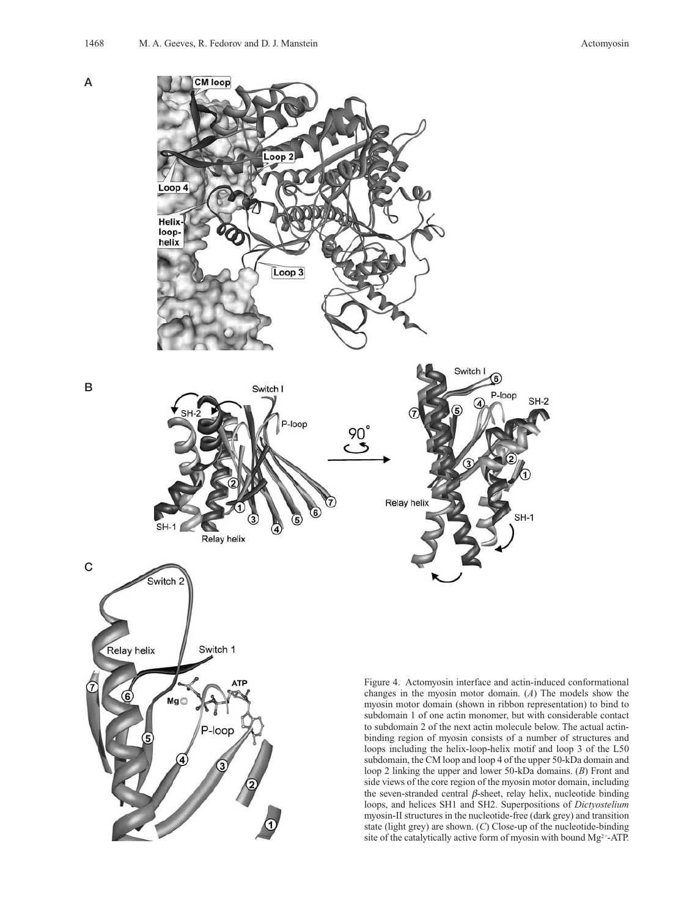Figure 4. Actomyosin interface and actin-induced conformational changes in the myosin motor domain. (*A*) The models show the myosin motor domain (shown in ribbon representation) to bind to subdomain 1 of one actin monomer, but with considerable contact to subdomain 2 of the next actin molecule below. The actual actin-binding region of myosin consists of a number of structures and loops including the helix-loop-helix motif and loop 3 of the L50 subdomain, the CM loop and loop 4 of the upper 50-kDa domain and loop 2 linking the upper and lower 50-kDa domains. (*B*) Front and side views of the core region of the myosin motor domain, including the seven-stranded central $\beta$-sheet, relay helix, nucleotide binding loops, and helices SH1 and SH2. Superpositions of *Dictyostelium* myosin-II structures in the nucleotide-free (dark grey) and transition state (light grey) are shown. (*C*) Close-up of the nucleotide-binding site of the catalytically active form of myosin with bound $Mg^{2+}$-ATP.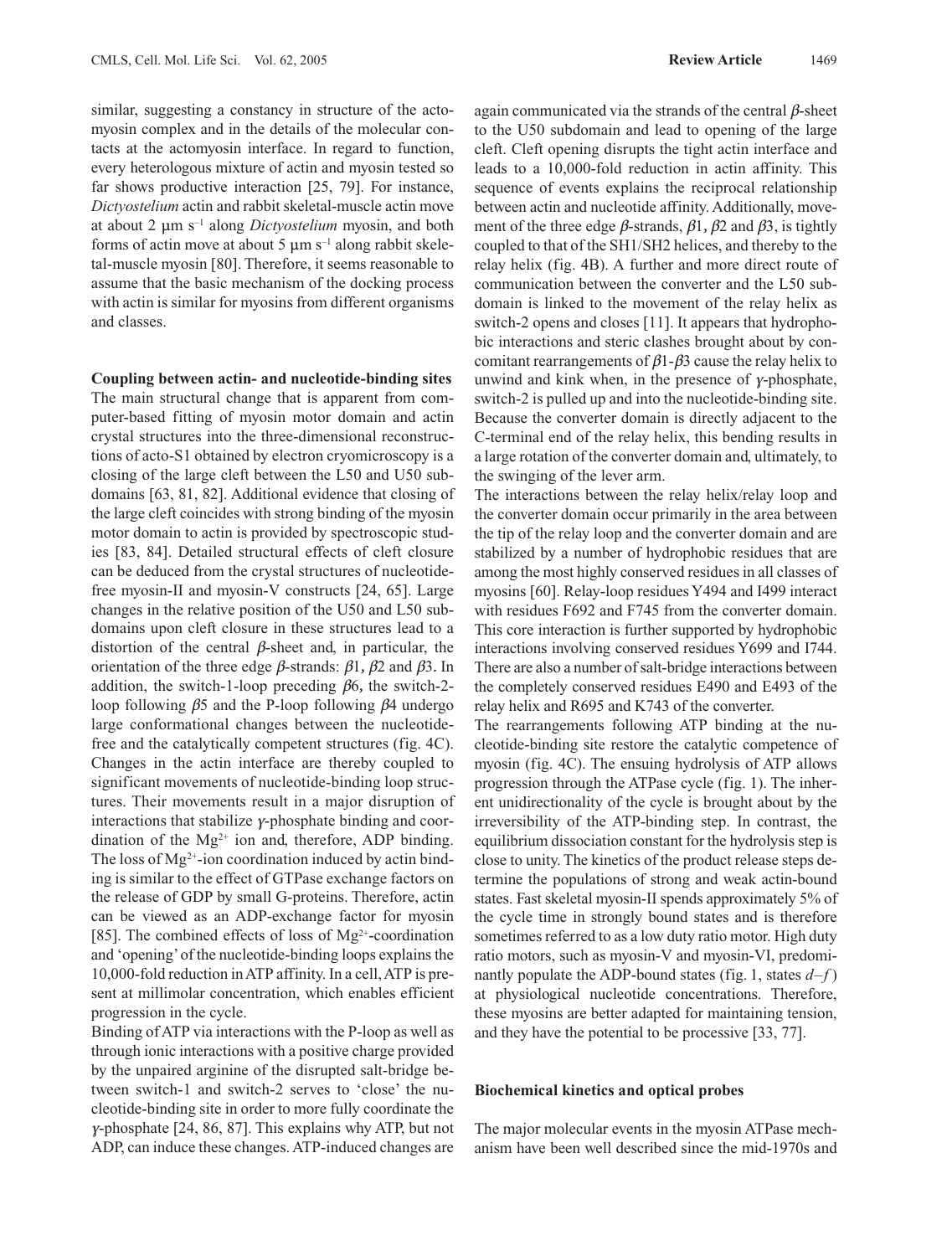similar, suggesting a constancy in structure of the actomyosin complex and in the details of the molecular contacts at the actomyosin interface. In regard to function, every heterologous mixture of actin and myosin tested so far shows productive interaction [25, 79]. For instance, *Dictyostelium* actin and rabbit skeletal-muscle actin move at about 2 µm $s^{-1}$ along *Dictyostelium* myosin, and both forms of actin move at about 5 µm $s^{-1}$ along rabbit skeletal-muscle myosin [80]. Therefore, it seems reasonable to assume that the basic mechanism of the docking process with actin is similar for myosins from different organisms and classes.

**Coupling between actin- and nucleotide-binding sites**

The main structural change that is apparent from computer-based fitting of myosin motor domain and actin crystal structures into the three-dimensional reconstructions of acto-S1 obtained by electron cryomicroscopy is a closing of the large cleft between the L50 and U50 subdomains [63, 81, 82]. Additional evidence that closing of the large cleft coincides with strong binding of the myosin motor domain to actin is provided by spectroscopic studies [83, 84]. Detailed structural effects of cleft closure can be deduced from the crystal structures of nucleotide-free myosin-II and myosin-V constructs [24, 65]. Large changes in the relative position of the U50 and L50 subdomains upon cleft closure in these structures lead to a distortion of the central $\beta$-sheet and, in particular, the orientation of the three edge $\beta$-strands: $\beta 1$, $\beta 2$ and $\beta 3$. In addition, the switch-1-loop preceding $\beta 6$, the switch-2-loop following $\beta 5$ and the P-loop following $\beta 4$ undergo large conformational changes between the nucleotide-free and the catalytically competent structures (fig. 4C). Changes in the actin interface are thereby coupled to significant movements of nucleotide-binding loop structures. Their movements result in a major disruption of interactions that stabilize $\gamma$-phosphate binding and coordination of the $Mg^{2+}$ ion and, therefore, ADP binding. The loss of $Mg^{2+}$-ion coordination induced by actin binding is similar to the effect of GTPase exchange factors on the release of GDP by small G-proteins. Therefore, actin can be viewed as an ADP-exchange factor for myosin [85]. The combined effects of loss of $Mg^{2+}$-coordination and 'opening' of the nucleotide-binding loops explains the 10,000-fold reduction in ATP affinity. In a cell, ATP is present at millimolar concentration, which enables efficient progression in the cycle.

Binding of ATP via interactions with the P-loop as well as through ionic interactions with a positive charge provided by the unpaired arginine of the disrupted salt-bridge between switch-1 and switch-2 serves to 'close' the nucleotide-binding site in order to more fully coordinate the $\gamma$-phosphate [24, 86, 87]. This explains why ATP, but not ADP, can induce these changes. ATP-induced changes are again communicated via the strands of the central $\beta$-sheet to the U50 subdomain and lead to opening of the large cleft. Cleft opening disrupts the tight actin interface and leads to a 10,000-fold reduction in actin affinity. This sequence of events explains the reciprocal relationship between actin and nucleotide affinity. Additionally, movement of the three edge $\beta$-strands, $\beta 1$, $\beta 2$ and $\beta 3$, is tightly coupled to that of the SH1/SH2 helices, and thereby to the relay helix (fig. 4B). A further and more direct route of communication between the converter and the L50 subdomain is linked to the movement of the relay helix as switch-2 opens and closes [11]. It appears that hydrophobic interactions and steric clashes brought about by concomitant rearrangements of $\beta 1$-$\beta 3$ cause the relay helix to unwind and kink when, in the presence of $\gamma$-phosphate, switch-2 is pulled up and into the nucleotide-binding site. Because the converter domain is directly adjacent to the C-terminal end of the relay helix, this bending results in a large rotation of the converter domain and, ultimately, to the swinging of the lever arm.

The interactions between the relay helix/relay loop and the converter domain occur primarily in the area between the tip of the relay loop and the converter domain and are stabilized by a number of hydrophobic residues that are among the most highly conserved residues in all classes of myosins [60]. Relay-loop residues Y494 and I499 interact with residues F692 and F745 from the converter domain. This core interaction is further supported by hydrophobic interactions involving conserved residues Y699 and I744. There are also a number of salt-bridge interactions between the completely conserved residues E490 and E493 of the relay helix and R695 and K743 of the converter.

The rearrangements following ATP binding at the nucleotide-binding site restore the catalytic competence of myosin (fig. 4C). The ensuing hydrolysis of ATP allows progression through the ATPase cycle (fig. 1). The inherent unidirectionality of the cycle is brought about by the irreversibility of the ATP-binding step. In contrast, the equilibrium dissociation constant for the hydrolysis step is close to unity. The kinetics of the product release steps determine the populations of strong and weak actin-bound states. Fast skeletal myosin-II spends approximately 5% of the cycle time in strongly bound states and is therefore sometimes referred to as a low duty ratio motor. High duty ratio motors, such as myosin-V and myosin-VI, predominantly populate the ADP-bound states (fig. 1, states *d–f*) at physiological nucleotide concentrations. Therefore, these myosins are better adapted for maintaining tension, and they have the potential to be processive [33, 77].

**Biochemical kinetics and optical probes**

The major molecular events in the myosin ATPase mechanism have been well described since the mid-1970s and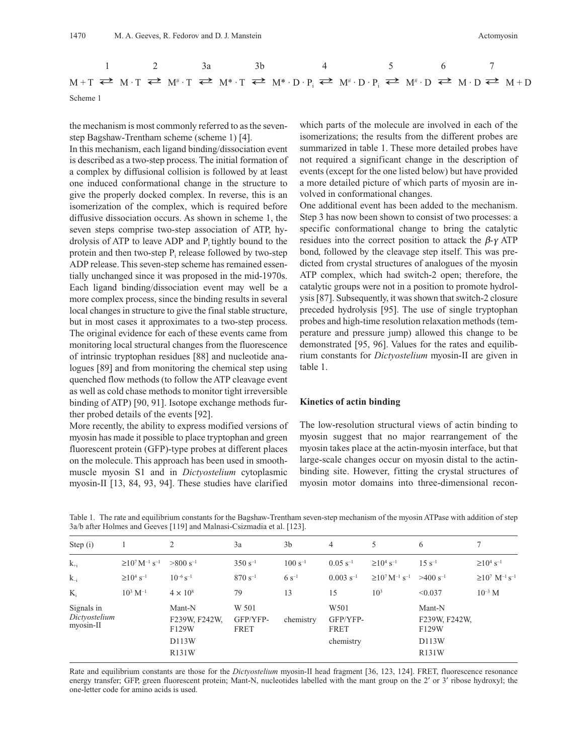$$
\begin{array}{ccccccccc}
 & 1 & & 2 & & 3a & & 3b & & 4 & & 5 & & 6 & & 7 & \\
M+T & \rightleftarrows & M\cdot T & \rightleftarrows & M^{\#}\cdot T & \rightleftarrows & M^{*}\cdot T & \rightleftarrows & M^{*}\cdot D\cdot P_i & \rightleftarrows & M^{\#}\cdot D\cdot P_i & \rightleftarrows & M^{\#}\cdot D & \rightleftarrows & M\cdot D & \rightleftarrows & M+D
\end{array}
$$

Scheme 1

the mechanism is most commonly referred to as the seven-step Bagshaw-Trentham scheme (scheme 1) [4].

In this mechanism, each ligand binding/dissociation event is described as a two-step process. The initial formation of a complex by diffusional collision is followed by at least one induced conformational change in the structure to give the properly docked complex. In reverse, this is an isomerization of the complex, which is required before diffusive dissociation occurs. As shown in scheme 1, the seven steps comprise two-step association of ATP, hydrolysis of ATP to leave ADP and $P_i$ tightly bound to the protein and then two-step $P_i$ release followed by two-step ADP release. This seven-step scheme has remained essentially unchanged since it was proposed in the mid-1970s. Each ligand binding/dissociation event may well be a more complex process, since the binding results in several local changes in structure to give the final stable structure, but in most cases it approximates to a two-step process. The original evidence for each of these events came from monitoring local structural changes from the fluorescence of intrinsic tryptophan residues [88] and nucleotide analogues [89] and from monitoring the chemical step using quenched flow methods (to follow the ATP cleavage event as well as cold chase methods to monitor tight irreversible binding of ATP) [90, 91]. Isotope exchange methods further probed details of the events [92].

More recently, the ability to express modified versions of myosin has made it possible to place tryptophan and green fluorescent protein (GFP)-type probes at different places on the molecule. This approach has been used in smooth-muscle myosin S1 and in *Dictyostelium* cytoplasmic myosin-II [13, 84, 93, 94]. These studies have clarified which parts of the molecule are involved in each of the isomerizations; the results from the different probes are summarized in table 1. These more detailed probes have not required a significant change in the description of events (except for the one listed below) but have provided a more detailed picture of which parts of myosin are involved in conformational changes.

One additional event has been added to the mechanism. Step 3 has now been shown to consist of two processes: a specific conformational change to bring the catalytic residues into the correct position to attack the $\beta$-$\gamma$ ATP bond, followed by the cleavage step itself. This was predicted from crystal structures of analogues of the myosin ATP complex, which had switch-2 open; therefore, the catalytic groups were not in a position to promote hydrolysis [87]. Subsequently, it was shown that switch-2 closure preceded hydrolysis [95]. The use of single tryptophan probes and high-time resolution relaxation methods (temperature and pressure jump) allowed this change to be demonstrated [95, 96]. Values for the rates and equilibrium constants for *Dictyostelium* myosin-II are given in table 1.

## Kinetics of actin binding

The low-resolution structural views of actin binding to myosin suggest that no major rearrangement of the myosin takes place at the actin-myosin interface, but that large-scale changes occur on myosin distal to the actin-binding site. However, fitting the crystal structures of myosin motor domains into three-dimensional recon-

Table 1. The rate and equilibrium constants for the Bagshaw-Trentham seven-step mechanism of the myosin ATPase with addition of step 3a/b after Holmes and Geeves [119] and Malnasi-Csizmadia et al. [123].

| Step (i) | 1 | 2 | 3a | 3b | 4 | 5 | 6 | 7 |
|---|---|---|---|---|---|---|---|---|
| $k_{+i}$ | $\geq 10^7$ M$^{-1}$ s$^{-1}$ | >800 s$^{-1}$ | 350 s$^{-1}$ | 100 s$^{-1}$ | 0.05 s$^{-1}$ | $\geq 10^4$ s$^{-1}$ | 15 s$^{-1}$ | $\geq 10^4$ s$^{-1}$ |
| $k_{-i}$ | $\geq 10^4$ s$^{-1}$ | $10^{-6}$ s$^{-1}$ | 870 s$^{-1}$ | 6 s$^{-1}$ | 0.003 s$^{-1}$ | $\geq 10^7$ M$^{-1}$ s$^{-1}$ | >400 s$^{-1}$ | $\geq 10^7$ M$^{-1}$ s$^{-1}$ |
| $K_i$ | $10^3$ M$^{-1}$ | $4 \times 10^8$ | 79 | 13 | 15 | $10^3$ | <0.037 | $10^{-3}$ M |
| Signals in *Dictyostelium* myosin-II | | Mant-N<br>F239W, F242W, F129W<br>D113W<br>R131W | W 501<br>GFP/YFP-FRET | chemistry | W501<br>GFP/YFP-FRET<br>chemistry | | Mant-N<br>F239W, F242W, F129W<br>D113W<br>R131W | |

Rate and equilibrium constants are those for the *Dictyostelium* myosin-II head fragment [36, 123, 124]. FRET, fluorescence resonance energy transfer; GFP, green fluorescent protein; Mant-N, nucleotides labelled with the mant group on the 2′ or 3′ ribose hydroxyl; the one-letter code for amino acids is used.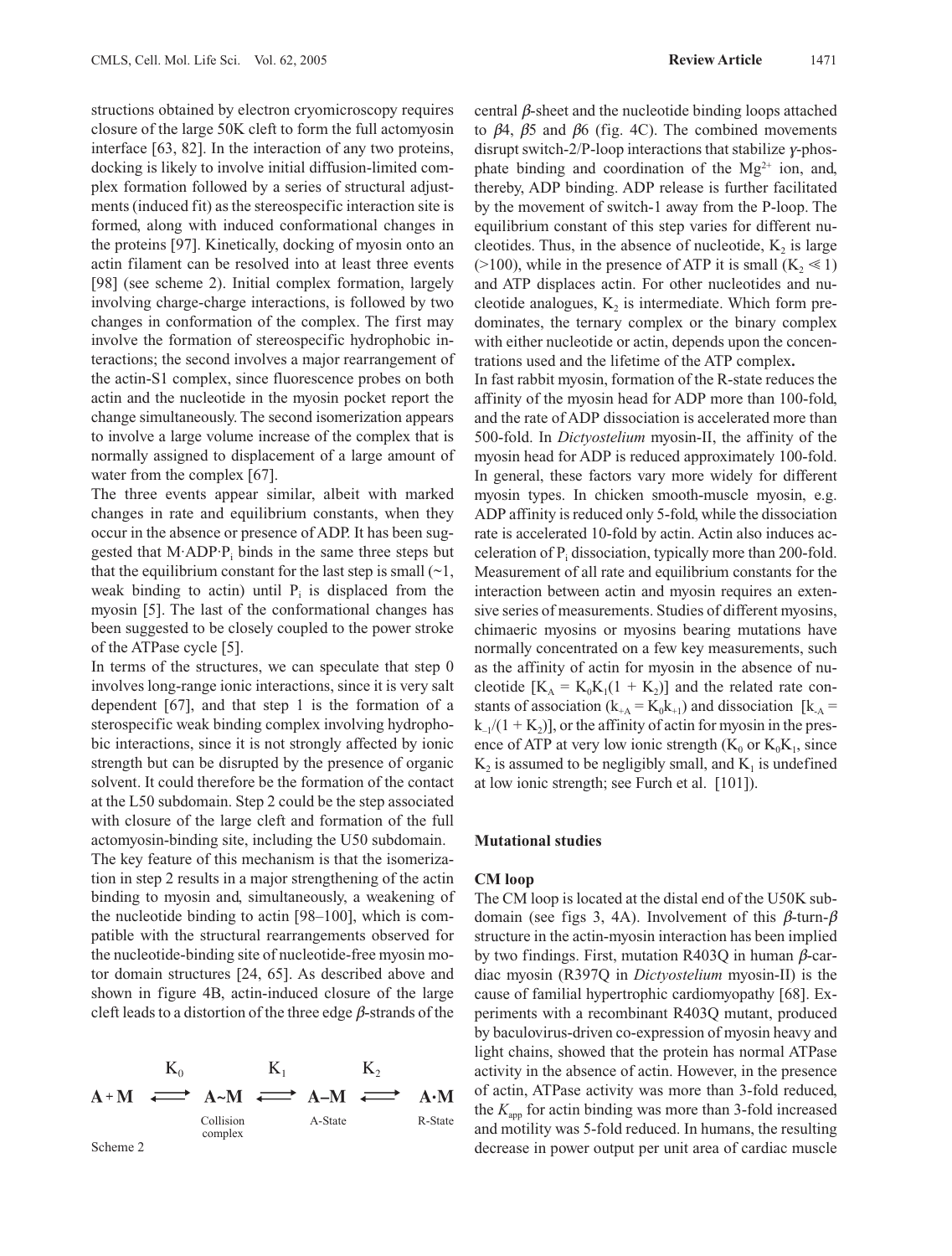structions obtained by electron cryomicroscopy requires closure of the large 50K cleft to form the full actomyosin interface [63, 82]. In the interaction of any two proteins, docking is likely to involve initial diffusion-limited complex formation followed by a series of structural adjustments (induced fit) as the stereospecific interaction site is formed, along with induced conformational changes in the proteins [97]. Kinetically, docking of myosin onto an actin filament can be resolved into at least three events [98] (see scheme 2). Initial complex formation, largely involving charge-charge interactions, is followed by two changes in conformation of the complex. The first may involve the formation of stereospecific hydrophobic interactions; the second involves a major rearrangement of the actin-S1 complex, since fluorescence probes on both actin and the nucleotide in the myosin pocket report the change simultaneously. The second isomerization appears to involve a large volume increase of the complex that is normally assigned to displacement of a large amount of water from the complex [67].

The three events appear similar, albeit with marked changes in rate and equilibrium constants, when they occur in the absence or presence of ADP. It has been suggested that M·ADP·$P_i$ binds in the same three steps but that the equilibrium constant for the last step is small (~1, weak binding to actin) until $P_i$ is displaced from the myosin [5]. The last of the conformational changes has been suggested to be closely coupled to the power stroke of the ATPase cycle [5].

In terms of the structures, we can speculate that step 0 involves long-range ionic interactions, since it is very salt dependent [67], and that step 1 is the formation of a sterospecific weak binding complex involving hydrophobic interactions, since it is not strongly affected by ionic strength but can be disrupted by the presence of organic solvent. It could therefore be the formation of the contact at the L50 subdomain. Step 2 could be the step associated with closure of the large cleft and formation of the full actomyosin-binding site, including the U50 subdomain.

The key feature of this mechanism is that the isomerization in step 2 results in a major strengthening of the actin binding to myosin and, simultaneously, a weakening of the nucleotide binding to actin [98–100], which is compatible with the structural rearrangements observed for the nucleotide-binding site of nucleotide-free myosin motor domain structures [24, 65]. As described above and shown in figure 4B, actin-induced closure of the large cleft leads to a distortion of the three edge $\beta$-strands of the central $\beta$-sheet and the nucleotide binding loops attached to $\beta$4, $\beta$5 and $\beta$6 (fig. 4C). The combined movements disrupt switch-2/P-loop interactions that stabilize $\gamma$-phosphate binding and coordination of the $Mg^{2+}$ ion, and, thereby, ADP binding. ADP release is further facilitated by the movement of switch-1 away from the P-loop. The equilibrium constant of this step varies for different nucleotides. Thus, in the absence of nucleotide, $K_2$ is large (>100), while in the presence of ATP it is small ($K_2 \ll 1$) and ATP displaces actin. For other nucleotides and nucleotide analogues, $K_2$ is intermediate. Which form predominates, the ternary complex or the binary complex with either nucleotide or actin, depends upon the concentrations used and the lifetime of the ATP complex.

$$\mathbf{A+M} \underset{}{\overset{K_0}{\rightleftharpoons}} \underset{\text{Collision complex}}{\mathbf{A{\sim}M}} \underset{}{\overset{K_1}{\rightleftharpoons}} \underset{\text{A-State}}{\mathbf{A{-}M}} \underset{}{\overset{K_2}{\rightleftharpoons}} \underset{\text{R-State}}{\mathbf{A{\cdot}M}}$$

Scheme 2

In fast rabbit myosin, formation of the R-state reduces the affinity of the myosin head for ADP more than 100-fold, and the rate of ADP dissociation is accelerated more than 500-fold. In *Dictyostelium* myosin-II, the affinity of the myosin head for ADP is reduced approximately 100-fold. In general, these factors vary more widely for different myosin types. In chicken smooth-muscle myosin, e.g. ADP affinity is reduced only 5-fold, while the dissociation rate is accelerated 10-fold by actin. Actin also induces acceleration of $P_i$ dissociation, typically more than 200-fold. Measurement of all rate and equilibrium constants for the interaction between actin and myosin requires an extensive series of measurements. Studies of different myosins, chimaeric myosins or myosins bearing mutations have normally concentrated on a few key measurements, such as the affinity of actin for myosin in the absence of nucleotide [$K_A = K_0K_1(1 + K_2)$] and the related rate constants of association ($k_{+A} = K_0k_{+1}$) and dissociation [$k_{-A} = k_{-1}/(1 + K_2)$], or the affinity of actin for myosin in the presence of ATP at very low ionic strength ($K_0$ or $K_0K_1$, since $K_2$ is assumed to be negligibly small, and $K_1$ is undefined at low ionic strength; see Furch et al. [101]).

## Mutational studies

### CM loop

The CM loop is located at the distal end of the U50K subdomain (see figs 3, 4A). Involvement of this $\beta$-turn-$\beta$ structure in the actin-myosin interaction has been implied by two findings. First, mutation R403Q in human $\beta$-cardiac myosin (R397Q in *Dictyostelium* myosin-II) is the cause of familial hypertrophic cardiomyopathy [68]. Experiments with a recombinant R403Q mutant, produced by baculovirus-driven co-expression of myosin heavy and light chains, showed that the protein has normal ATPase activity in the absence of actin. However, in the presence of actin, ATPase activity was more than 3-fold reduced, the $K_{app}$ for actin binding was more than 3-fold increased and motility was 5-fold reduced. In humans, the resulting decrease in power output per unit area of cardiac muscle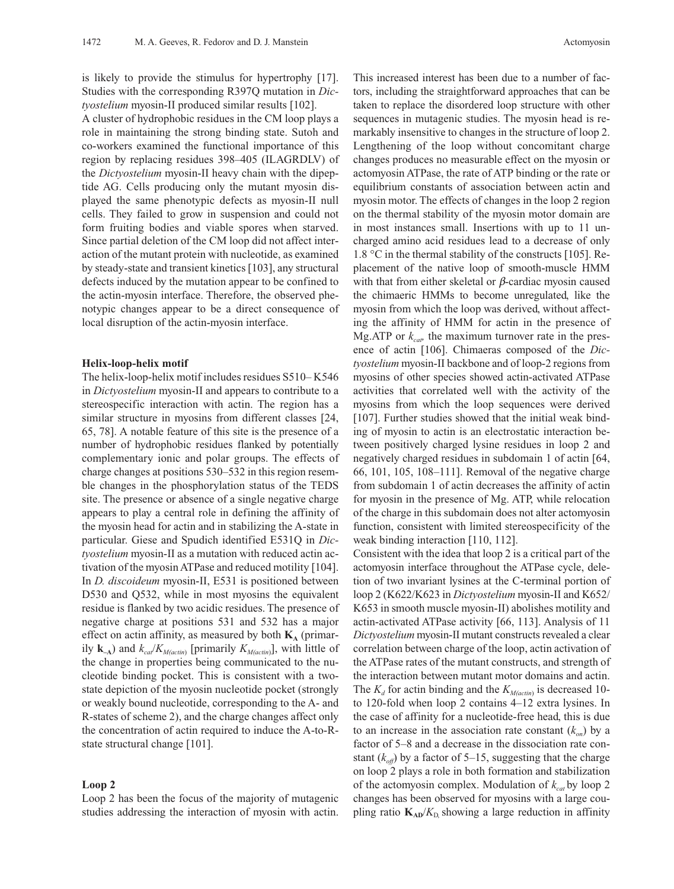is likely to provide the stimulus for hypertrophy [17]. Studies with the corresponding R397Q mutation in *Dictyostelium* myosin-II produced similar results [102].
A cluster of hydrophobic residues in the CM loop plays a role in maintaining the strong binding state. Sutoh and co-workers examined the functional importance of this region by replacing residues 398–405 (ILAGRDLV) of the *Dictyostelium* myosin-II heavy chain with the dipeptide AG. Cells producing only the mutant myosin displayed the same phenotypic defects as myosin-II null cells. They failed to grow in suspension and could not form fruiting bodies and viable spores when starved. Since partial deletion of the CM loop did not affect interaction of the mutant protein with nucleotide, as examined by steady-state and transient kinetics [103], any structural defects induced by the mutation appear to be confined to the actin-myosin interface. Therefore, the observed phenotypic changes appear to be a direct consequence of local disruption of the actin-myosin interface.

### Helix-loop-helix motif

The helix-loop-helix motif includes residues S510– K546 in *Dictyostelium* myosin-II and appears to contribute to a stereospecific interaction with actin. The region has a similar structure in myosins from different classes [24, 65, 78]. A notable feature of this site is the presence of a number of hydrophobic residues flanked by potentially complementary ionic and polar groups. The effects of charge changes at positions 530–532 in this region resemble changes in the phosphorylation status of the TEDS site. The presence or absence of a single negative charge appears to play a central role in defining the affinity of the myosin head for actin and in stabilizing the A-state in particular. Giese and Spudich identified E531Q in *Dictyostelium* myosin-II as a mutation with reduced actin activation of the myosin ATPase and reduced motility [104]. In *D. discoideum* myosin-II, E531 is positioned between D530 and Q532, while in most myosins the equivalent residue is flanked by two acidic residues. The presence of negative charge at positions 531 and 532 has a major effect on actin affinity, as measured by both $\mathbf{K_A}$ (primarily $\mathbf{k_{-A}}$) and $k_{cat}/K_{M(actin)}$ [primarily $K_{M(actin)}$], with little of the change in properties being communicated to the nucleotide binding pocket. This is consistent with a two-state depiction of the myosin nucleotide pocket (strongly or weakly bound nucleotide, corresponding to the A- and R-states of scheme 2), and the charge changes affect only the concentration of actin required to induce the A-to-R-state structural change [101].

### Loop 2

Loop 2 has been the focus of the majority of mutagenic studies addressing the interaction of myosin with actin. This increased interest has been due to a number of factors, including the straightforward approaches that can be taken to replace the disordered loop structure with other sequences in mutagenic studies. The myosin head is remarkably insensitive to changes in the structure of loop 2. Lengthening of the loop without concomitant charge changes produces no measurable effect on the myosin or actomyosin ATPase, the rate of ATP binding or the rate or equilibrium constants of association between actin and myosin motor. The effects of changes in the loop 2 region on the thermal stability of the myosin motor domain are in most instances small. Insertions with up to 11 uncharged amino acid residues lead to a decrease of only 1.8 °C in the thermal stability of the constructs [105]. Replacement of the native loop of smooth-muscle HMM with that from either skeletal or $\beta$-cardiac myosin caused the chimaeric HMMs to become unregulated, like the myosin from which the loop was derived, without affecting the affinity of HMM for actin in the presence of Mg.ATP or $k_{cat}$, the maximum turnover rate in the presence of actin [106]. Chimaeras composed of the *Dictyostelium* myosin-II backbone and of loop-2 regions from myosins of other species showed actin-activated ATPase activities that correlated well with the activity of the myosins from which the loop sequences were derived [107]. Further studies showed that the initial weak binding of myosin to actin is an electrostatic interaction between positively charged lysine residues in loop 2 and negatively charged residues in subdomain 1 of actin [64, 66, 101, 105, 108–111]. Removal of the negative charge from subdomain 1 of actin decreases the affinity of actin for myosin in the presence of Mg. ATP, while relocation of the charge in this subdomain does not alter actomyosin function, consistent with limited stereospecificity of the weak binding interaction [110, 112].
Consistent with the idea that loop 2 is a critical part of the actomyosin interface throughout the ATPase cycle, deletion of two invariant lysines at the C-terminal portion of loop 2 (K622/K623 in *Dictyostelium* myosin-II and K652/K653 in smooth muscle myosin-II) abolishes motility and actin-activated ATPase activity [66, 113]. Analysis of 11 *Dictyostelium* myosin-II mutant constructs revealed a clear correlation between charge of the loop, actin activation of the ATPase rates of the mutant constructs, and strength of the interaction between mutant motor domains and actin. The $K_d$ for actin binding and the $K_{M(actin)}$ is decreased 10- to 120-fold when loop 2 contains 4–12 extra lysines. In the case of affinity for a nucleotide-free head, this is due to an increase in the association rate constant ($k_{on}$) by a factor of 5–8 and a decrease in the dissociation rate constant ($k_{off}$) by a factor of 5–15, suggesting that the charge on loop 2 plays a role in both formation and stabilization of the actomyosin complex. Modulation of $k_{cat}$ by loop 2 changes has been observed for myosins with a large coupling ratio $\mathbf{K_{AD}}/K_D$, showing a large reduction in affinity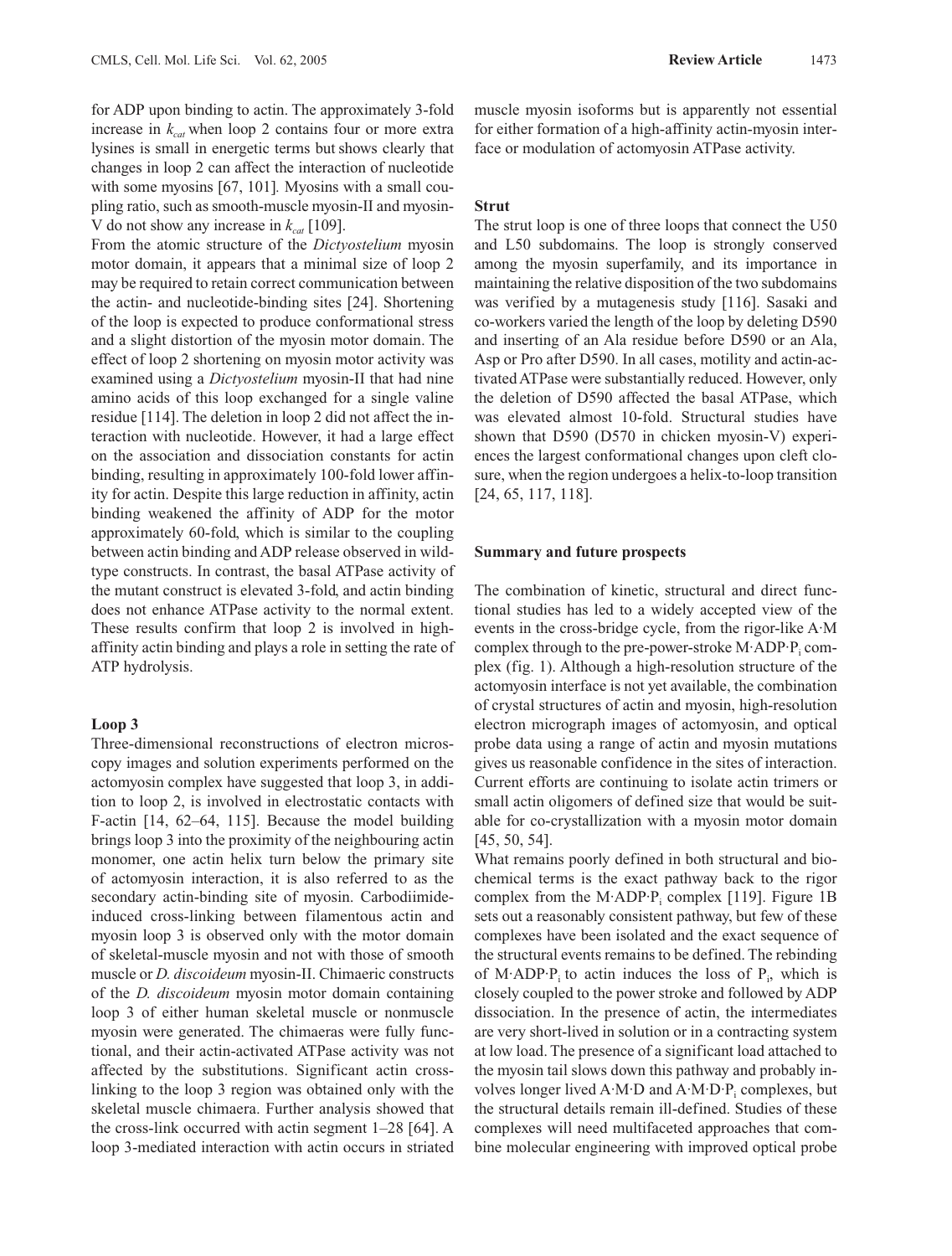for ADP upon binding to actin. The approximately 3-fold increase in $k_{cat}$ when loop 2 contains four or more extra lysines is small in energetic terms but shows clearly that changes in loop 2 can affect the interaction of nucleotide with some myosins [67, 101]. Myosins with a small coupling ratio, such as smooth-muscle myosin-II and myosin-V do not show any increase in $k_{cat}$ [109].

From the atomic structure of the *Dictyostelium* myosin motor domain, it appears that a minimal size of loop 2 may be required to retain correct communication between the actin- and nucleotide-binding sites [24]. Shortening of the loop is expected to produce conformational stress and a slight distortion of the myosin motor domain. The effect of loop 2 shortening on myosin motor activity was examined using a *Dictyostelium* myosin-II that had nine amino acids of this loop exchanged for a single valine residue [114]. The deletion in loop 2 did not affect the interaction with nucleotide. However, it had a large effect on the association and dissociation constants for actin binding, resulting in approximately 100-fold lower affinity for actin. Despite this large reduction in affinity, actin binding weakened the affinity of ADP for the motor approximately 60-fold, which is similar to the coupling between actin binding and ADP release observed in wild-type constructs. In contrast, the basal ATPase activity of the mutant construct is elevated 3-fold, and actin binding does not enhance ATPase activity to the normal extent. These results confirm that loop 2 is involved in high-affinity actin binding and plays a role in setting the rate of ATP hydrolysis.

### Loop 3

Three-dimensional reconstructions of electron microscopy images and solution experiments performed on the actomyosin complex have suggested that loop 3, in addition to loop 2, is involved in electrostatic contacts with F-actin [14, 62–64, 115]. Because the model building brings loop 3 into the proximity of the neighbouring actin monomer, one actin helix turn below the primary site of actomyosin interaction, it is also referred to as the secondary actin-binding site of myosin. Carbodiimide-induced cross-linking between filamentous actin and myosin loop 3 is observed only with the motor domain of skeletal-muscle myosin and not with those of smooth muscle or *D. discoideum* myosin-II. Chimaeric constructs of the *D. discoideum* myosin motor domain containing loop 3 of either human skeletal muscle or nonmuscle myosin were generated. The chimaeras were fully functional, and their actin-activated ATPase activity was not affected by the substitutions. Significant actin cross-linking to the loop 3 region was obtained only with the skeletal muscle chimaera. Further analysis showed that the cross-link occurred with actin segment 1–28 [64]. A loop 3-mediated interaction with actin occurs in striated muscle myosin isoforms but is apparently not essential for either formation of a high-affinity actin-myosin interface or modulation of actomyosin ATPase activity.

### Strut

The strut loop is one of three loops that connect the U50 and L50 subdomains. The loop is strongly conserved among the myosin superfamily, and its importance in maintaining the relative disposition of the two subdomains was verified by a mutagenesis study [116]. Sasaki and co-workers varied the length of the loop by deleting D590 and inserting of an Ala residue before D590 or an Ala, Asp or Pro after D590. In all cases, motility and actin-activated ATPase were substantially reduced. However, only the deletion of D590 affected the basal ATPase, which was elevated almost 10-fold. Structural studies have shown that D590 (D570 in chicken myosin-V) experiences the largest conformational changes upon cleft closure, when the region undergoes a helix-to-loop transition [24, 65, 117, 118].

## Summary and future prospects

The combination of kinetic, structural and direct functional studies has led to a widely accepted view of the events in the cross-bridge cycle, from the rigor-like A·M complex through to the pre-power-stroke M·ADP·$P_i$ complex (fig. 1). Although a high-resolution structure of the actomyosin interface is not yet available, the combination of crystal structures of actin and myosin, high-resolution electron micrograph images of actomyosin, and optical probe data using a range of actin and myosin mutations gives us reasonable confidence in the sites of interaction. Current efforts are continuing to isolate actin trimers or small actin oligomers of defined size that would be suitable for co-crystallization with a myosin motor domain [45, 50, 54].

What remains poorly defined in both structural and biochemical terms is the exact pathway back to the rigor complex from the M·ADP·$P_i$ complex [119]. Figure 1B sets out a reasonably consistent pathway, but few of these complexes have been isolated and the exact sequence of the structural events remains to be defined. The rebinding of M·ADP·$P_i$ to actin induces the loss of $P_i$, which is closely coupled to the power stroke and followed by ADP dissociation. In the presence of actin, the intermediates are very short-lived in solution or in a contracting system at low load. The presence of a significant load attached to the myosin tail slows down this pathway and probably involves longer lived A·M·D and A·M·D·$P_i$ complexes, but the structural details remain ill-defined. Studies of these complexes will need multifaceted approaches that combine molecular engineering with improved optical probe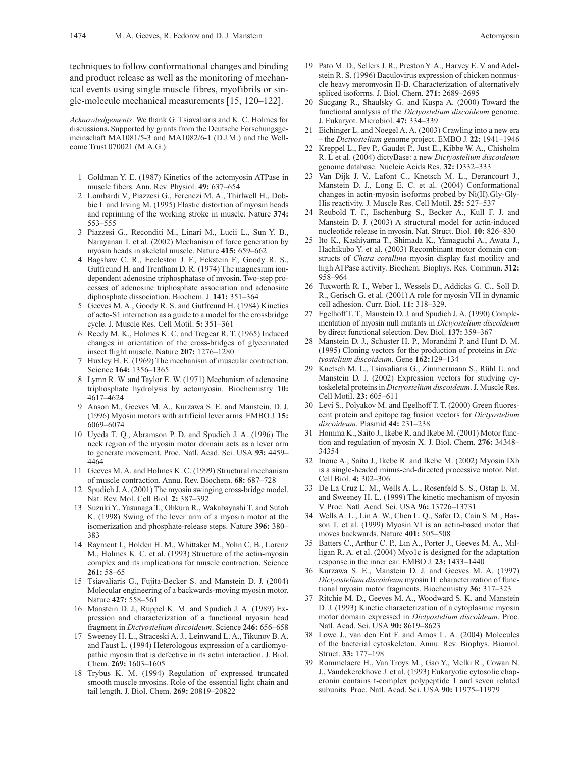techniques to follow conformational changes and binding and product release as well as the monitoring of mechanical events using single muscle fibres, myofibrils or single-molecule mechanical measurements [15, 120–122].

*Acknowledgements*. We thank G. Tsiavaliaris and K. C. Holmes for discussions**.** Supported by grants from the Deutsche Forschungsgemeinschaft MA1081/5-3 and MA1082/6-1 (D.J.M.) and the Wellcome Trust 070021 (M.A.G.).

1 Goldman Y. E. (1987) Kinetics of the actomyosin ATPase in muscle fibers. Ann. Rev. Physiol. **49:** 637–654

2 Lombardi V., Piazzesi G., Ferenczi M. A., Thirlwell H., Dobbie I. and Irving M. (1995) Elastic distortion of myosin heads and repriming of the working stroke in muscle. Nature **374:** 553–555

3 Piazzesi G., Reconditi M., Linari M., Lucii L., Sun Y. B., Narayanan T. et al. (2002) Mechanism of force generation by myosin heads in skeletal muscle. Nature **415:** 659–662

4 Bagshaw C. R., Eccleston J. F., Eckstein F., Goody R. S., Gutfreund H. and Trentham D. R. (1974) The magnesium ion-dependent adenosine triphosphatase of myosin. Two-step processes of adenosine triphosphate association and adenosine diphosphate dissociation. Biochem. J. **141:** 351–364

5 Geeves M. A., Goody R. S. and Gutfreund H. (1984) Kinetics of acto-S1 interaction as a guide to a model for the crossbridge cycle. J. Muscle Res. Cell Motil. **5:** 351–361

6 Reedy M. K., Holmes K. C. and Tregear R. T. (1965) Induced changes in orientation of the cross-bridges of glycerinated insect flight muscle. Nature **207:** 1276–1280

7 Huxley H. E. (1969) The mechanism of muscular contraction. Science **164:** 1356–1365

8 Lymn R. W. and Taylor E. W. (1971) Mechanism of adenosine triphosphate hydrolysis by actomyosin. Biochemistry **10:** 4617–4624

9 Anson M., Geeves M. A., Kurzawa S. E. and Manstein, D. J. (1996) Myosin motors with artificial lever arms. EMBO J. **15:** 6069–6074

10 Uyeda T. Q., Abramson P. D. and Spudich J. A. (1996) The neck region of the myosin motor domain acts as a lever arm to generate movement. Proc. Natl. Acad. Sci. USA **93:** 4459–4464

11 Geeves M. A. and Holmes K. C. (1999) Structural mechanism of muscle contraction. Annu. Rev. Biochem. **68:** 687–728

12 Spudich J. A. (2001) The myosin swinging cross-bridge model. Nat. Rev. Mol. Cell Biol. **2:** 387–392

13 Suzuki Y., Yasunaga T., Ohkura R., Wakabayashi T. and Sutoh K. (1998) Swing of the lever arm of a myosin motor at the isomerization and phosphate-release steps. Nature **396:** 380–383

14 Rayment I., Holden H. M., Whittaker M., Yohn C. B., Lorenz M., Holmes K. C. et al. (1993) Structure of the actin-myosin complex and its implications for muscle contraction. Science **261:** 58–65

15 Tsiavaliaris G., Fujita-Becker S. and Manstein D. J. (2004) Molecular engineering of a backwards-moving myosin motor. Nature **427:** 558–561

16 Manstein D. J., Ruppel K. M. and Spudich J. A. (1989) Expression and characterization of a functional myosin head fragment in *Dictyostelium discoideum*. Science **246:** 656–658

17 Sweeney H. L., Straceski A. J., Leinwand L. A., Tikunov B. A. and Faust L. (1994) Heterologous expression of a cardiomyopathic myosin that is defective in its actin interaction. J. Biol. Chem. **269:** 1603–1605

18 Trybus K. M. (1994) Regulation of expressed truncated smooth muscle myosins. Role of the essential light chain and tail length. J. Biol. Chem. **269:** 20819–20822

19 Pato M. D., Sellers J. R., Preston Y. A., Harvey E. V. and Adelstein R. S. (1996) Baculovirus expression of chicken nonmuscle heavy meromyosin II-B. Characterization of alternatively spliced isoforms. J. Biol. Chem. **271:** 2689–2695

20 Sucgang R., Shaulsky G. and Kuspa A. (2000) Toward the functional analysis of the *Dictyostelium discoideum* genome. J. Eukaryot. Microbiol. **47:** 334–339

21 Eichinger L. and Noegel A. A. (2003) Crawling into a new era – the *Dictyostelium* genome project. EMBO J. **22:** 1941–1946

22 Kreppel L., Fey P., Gaudet P., Just E., Kibbe W. A., Chisholm R. L et al. (2004) dictyBase: a new *Dictyostelium discoideum* genome database. Nucleic Acids Res. **32:** D332–333

23 Van Dijk J. V., Lafont C., Knetsch M. L., Derancourt J., Manstein D. J., Long E. C. et al. (2004) Conformational changes in actin-myosin isoforms probed by Ni(II).Gly-Gly-His reactivity. J. Muscle Res. Cell Motil. **25:** 527–537

24 Reubold T. F., Eschenburg S., Becker A., Kull F. J. and Manstein D. J. (2003) A structural model for actin-induced nucleotide release in myosin. Nat. Struct. Biol. **10:** 826–830

25 Ito K., Kashiyama T., Shimada K., Yamaguchi A., Awata J., Hachikubo Y. et al. (2003) Recombinant motor domain constructs of *Chara corallina* myosin display fast motility and high ATPase activity. Biochem. Biophys. Res. Commun. **312:** 958–964

26 Tuxworth R. I., Weber I., Wessels D., Addicks G. C., Soll D. R., Gerisch G. et al. (2001) A role for myosin VII in dynamic cell adhesion. Curr. Biol. **11:** 318–329.

27 Egelhoff T. T., Manstein D. J. and Spudich J. A. (1990) Complementation of myosin null mutants in *Dictyostelium discoideum* by direct functional selection. Dev. Biol. **137:** 359–367

28 Manstein D. J., Schuster H. P., Morandini P. and Hunt D. M. (1995) Cloning vectors for the production of proteins in *Dictyostelium discoideum*. Gene **162:**129–134

29 Knetsch M. L., Tsiavaliaris G., Zimmermann S., Rühl U. and Manstein D. J. (2002) Expression vectors for studying cytoskeletal proteins in *Dictyostelium discoideum*. J. Muscle Res. Cell Motil. **23:** 605–611

30 Levi S., Polyakov M. and Egelhoff T. T. (2000) Green fluorescent protein and epitope tag fusion vectors for *Dictyostelium discoideum*. Plasmid **44:** 231–238

31 Homma K., Saito J., Ikebe R. and Ikebe M. (2001) Motor function and regulation of myosin X. J. Biol. Chem. **276:** 34348–34354

32 Inoue A., Saito J., Ikebe R. and Ikebe M. (2002) Myosin IXb is a single-headed minus-end-directed processive motor. Nat. Cell Biol. **4:** 302–306

33 De La Cruz E. M., Wells A. L., Rosenfeld S. S., Ostap E. M. and Sweeney H. L. (1999) The kinetic mechanism of myosin V. Proc. Natl. Acad. Sci. USA **96:** 13726–13731

34 Wells A. L., Lin A. W., Chen L. Q., Safer D., Cain S. M., Hasson T. et al. (1999) Myosin VI is an actin-based motor that moves backwards. Nature **401:** 505–508

35 Batters C., Arthur C. P., Lin A., Porter J., Geeves M. A., Milligan R. A. et al. (2004) Myo1c is designed for the adaptation response in the inner ear. EMBO J. **23:** 1433–1440

36 Kurzawa S. E., Manstein D. J. and Geeves M. A. (1997) *Dictyostelium discoideum* myosin II: characterization of functional myosin motor fragments. Biochemistry **36:** 317–323

37 Ritchie M. D., Geeves M. A., Woodward S. K. and Manstein D. J. (1993) Kinetic characterization of a cytoplasmic myosin motor domain expressed in *Dictyostelium discoideum*. Proc. Natl. Acad. Sci. USA **90:** 8619–8623

38 Lowe J., van den Ent F. and Amos L. A. (2004) Molecules of the bacterial cytoskeleton. Annu. Rev. Biophys. Biomol. Struct. **33:** 177–198

39 Rommelaere H., Van Troys M., Gao Y., Melki R., Cowan N. J., Vandekerckhove J. et al. (1993) Eukaryotic cytosolic chaperonin contains t-complex polypeptide 1 and seven related subunits. Proc. Natl. Acad. Sci. USA **90:** 11975–11979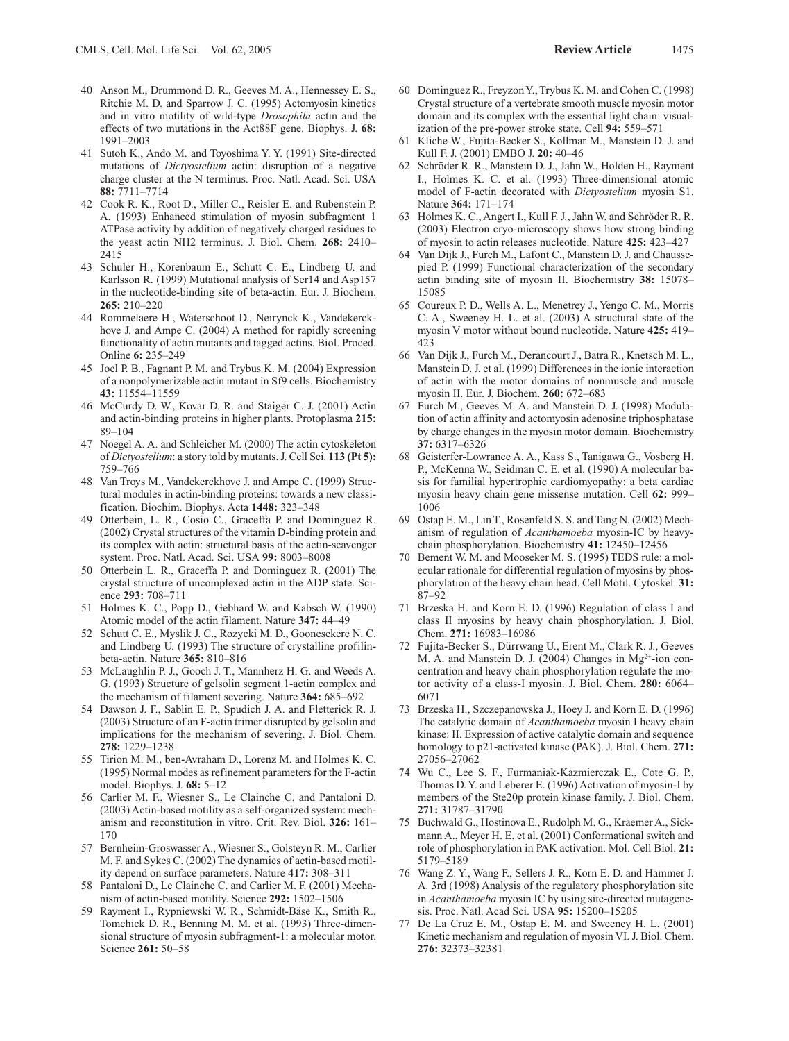40 Anson M., Drummond D. R., Geeves M. A., Hennessey E. S., Ritchie M. D. and Sparrow J. C. (1995) Actomyosin kinetics and in vitro motility of wild-type *Drosophila* actin and the effects of two mutations in the Act88F gene. Biophys. J. **68:** 1991–2003

41 Sutoh K., Ando M. and Toyoshima Y. Y. (1991) Site-directed mutations of *Dictyostelium* actin: disruption of a negative charge cluster at the N terminus. Proc. Natl. Acad. Sci. USA **88:** 7711–7714

42 Cook R. K., Root D., Miller C., Reisler E. and Rubenstein P. A. (1993) Enhanced stimulation of myosin subfragment 1 ATPase activity by addition of negatively charged residues to the yeast actin NH2 terminus. J. Biol. Chem. **268:** 2410–2415

43 Schuler H., Korenbaum E., Schutt C. E., Lindberg U. and Karlsson R. (1999) Mutational analysis of Ser14 and Asp157 in the nucleotide-binding site of beta-actin. Eur. J. Biochem. **265:** 210–220

44 Rommelaere H., Waterschoot D., Neirynck K., Vandekerckhove J. and Ampe C. (2004) A method for rapidly screening functionality of actin mutants and tagged actins. Biol. Proced. Online **6:** 235–249

45 Joel P. B., Fagnant P. M. and Trybus K. M. (2004) Expression of a nonpolymerizable actin mutant in Sf9 cells. Biochemistry **43:** 11554–11559

46 McCurdy D. W., Kovar D. R. and Staiger C. J. (2001) Actin and actin-binding proteins in higher plants. Protoplasma **215:** 89–104

47 Noegel A. A. and Schleicher M. (2000) The actin cytoskeleton of *Dictyostelium*: a story told by mutants. J. Cell Sci. **113 (Pt 5):** 759–766

48 Van Troys M., Vandekerckhove J. and Ampe C. (1999) Structural modules in actin-binding proteins: towards a new classification. Biochim. Biophys. Acta **1448:** 323–348

49 Otterbein, L. R., Cosio C., Graceffa P. and Dominguez R. (2002) Crystal structures of the vitamin D-binding protein and its complex with actin: structural basis of the actin-scavenger system. Proc. Natl. Acad. Sci. USA **99:** 8003–8008

50 Otterbein L. R., Graceffa P. and Dominguez R. (2001) The crystal structure of uncomplexed actin in the ADP state. Science **293:** 708–711

51 Holmes K. C., Popp D., Gebhard W. and Kabsch W. (1990) Atomic model of the actin filament. Nature **347:** 44–49

52 Schutt C. E., Myslik J. C., Rozycki M. D., Goonesekere N. C. and Lindberg U. (1993) The structure of crystalline profilin-beta-actin. Nature **365:** 810–816

53 McLaughlin P. J., Gooch J. T., Mannherz H. G. and Weeds A. G. (1993) Structure of gelsolin segment 1-actin complex and the mechanism of filament severing. Nature **364:** 685–692

54 Dawson J. F., Sablin E. P., Spudich J. A. and Fletterick R. J. (2003) Structure of an F-actin trimer disrupted by gelsolin and implications for the mechanism of severing. J. Biol. Chem. **278:** 1229–1238

55 Tirion M. M., ben-Avraham D., Lorenz M. and Holmes K. C. (1995) Normal modes as refinement parameters for the F-actin model. Biophys. J. **68:** 5–12

56 Carlier M. F., Wiesner S., Le Clainche C. and Pantaloni D. (2003) Actin-based motility as a self-organized system: mechanism and reconstitution in vitro. Crit. Rev. Biol. **326:** 161–170

57 Bernheim-Groswasser A., Wiesner S., Golsteyn R. M., Carlier M. F. and Sykes C. (2002) The dynamics of actin-based motility depend on surface parameters. Nature **417:** 308–311

58 Pantaloni D., Le Clainche C. and Carlier M. F. (2001) Mechanism of actin-based motility. Science **292:** 1502–1506

59 Rayment I., Rypniewski W. R., Schmidt-Bäse K., Smith R., Tomchick D. R., Benning M. M. et al. (1993) Three-dimensional structure of myosin subfragment-1: a molecular motor. Science **261:** 50–58

60 Dominguez R., Freyzon Y., Trybus K. M. and Cohen C. (1998) Crystal structure of a vertebrate smooth muscle myosin motor domain and its complex with the essential light chain: visualization of the pre-power stroke state. Cell **94:** 559–571

61 Kliche W., Fujita-Becker S., Kollmar M., Manstein D. J. and Kull F. J. (2001) EMBO J. **20:** 40–46

62 Schröder R. R., Manstein D. J., Jahn W., Holden H., Rayment I., Holmes K. C. et al. (1993) Three-dimensional atomic model of F-actin decorated with *Dictyostelium* myosin S1. Nature **364:** 171–174

63 Holmes K. C., Angert I., Kull F. J., Jahn W. and Schröder R. R. (2003) Electron cryo-microscopy shows how strong binding of myosin to actin releases nucleotide. Nature **425:** 423–427

64 Van Dijk J., Furch M., Lafont C., Manstein D. J. and Chaussepied P. (1999) Functional characterization of the secondary actin binding site of myosin II. Biochemistry **38:** 15078–15085

65 Coureux P. D., Wells A. L., Menetrey J., Yengo C. M., Morris C. A., Sweeney H. L. et al. (2003) A structural state of the myosin V motor without bound nucleotide. Nature **425:** 419–423

66 Van Dijk J., Furch M., Derancourt J., Batra R., Knetsch M. L., Manstein D. J. et al. (1999) Differences in the ionic interaction of actin with the motor domains of nonmuscle and muscle myosin II. Eur. J. Biochem. **260:** 672–683

67 Furch M., Geeves M. A. and Manstein D. J. (1998) Modulation of actin affinity and actomyosin adenosine triphosphatase by charge changes in the myosin motor domain. Biochemistry **37:** 6317–6326

68 Geisterfer-Lowrance A. A., Kass S., Tanigawa G., Vosberg H. P., McKenna W., Seidman C. E. et al. (1990) A molecular basis for familial hypertrophic cardiomyopathy: a beta cardiac myosin heavy chain gene missense mutation. Cell **62:** 999–1006

69 Ostap E. M., Lin T., Rosenfeld S. S. and Tang N. (2002) Mechanism of regulation of *Acanthamoeba* myosin-IC by heavy-chain phosphorylation. Biochemistry **41:** 12450–12456

70 Bement W. M. and Mooseker M. S. (1995) TEDS rule: a molecular rationale for differential regulation of myosins by phosphorylation of the heavy chain head. Cell Motil. Cytoskel. **31:** 87–92

71 Brzeska H. and Korn E. D. (1996) Regulation of class I and class II myosins by heavy chain phosphorylation. J. Biol. Chem. **271:** 16983–16986

72 Fujita-Becker S., Dürrwang U., Erent M., Clark R. J., Geeves M. A. and Manstein D. J. (2004) Changes in $Mg^{2+}$-ion concentration and heavy chain phosphorylation regulate the motor activity of a class-I myosin. J. Biol. Chem. **280:** 6064–6071

73 Brzeska H., Szczepanowska J., Hoey J. and Korn E. D. (1996) The catalytic domain of *Acanthamoeba* myosin I heavy chain kinase: II. Expression of active catalytic domain and sequence homology to p21-activated kinase (PAK). J. Biol. Chem. **271:** 27056–27062

74 Wu C., Lee S. F., Furmaniak-Kazmierczak E., Cote G. P., Thomas D. Y. and Leberer E. (1996) Activation of myosin-I by members of the Ste20p protein kinase family. J. Biol. Chem. **271:** 31787–31790

75 Buchwald G., Hostinova E., Rudolph M. G., Kraemer A., Sickmann A., Meyer H. E. et al. (2001) Conformational switch and role of phosphorylation in PAK activation. Mol. Cell Biol. **21:** 5179–5189

76 Wang Z. Y., Wang F., Sellers J. R., Korn E. D. and Hammer J. A. 3rd (1998) Analysis of the regulatory phosphorylation site in *Acanthamoeba* myosin IC by using site-directed mutagenesis. Proc. Natl. Acad Sci. USA **95:** 15200–15205

77 De La Cruz E. M., Ostap E. M. and Sweeney H. L. (2001) Kinetic mechanism and regulation of myosin VI. J. Biol. Chem. **276:** 32373–32381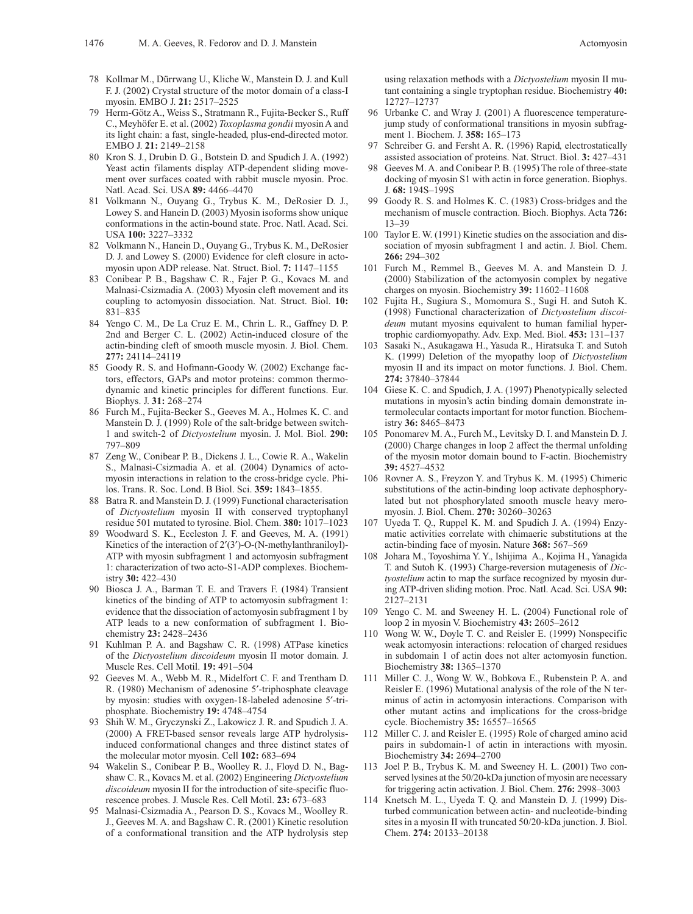78 Kollmar M., Dürrwang U., Kliche W., Manstein D. J. and Kull F. J. (2002) Crystal structure of the motor domain of a class-I myosin. EMBO J. **21:** 2517–2525

79 Herm-Götz A., Weiss S., Stratmann R., Fujita-Becker S., Ruff C., Meyhöfer E. et al. (2002) *Toxoplasma gondii* myosin A and its light chain: a fast, single-headed, plus-end-directed motor. EMBO J. **21:** 2149–2158

80 Kron S. J., Drubin D. G., Botstein D. and Spudich J. A. (1992) Yeast actin filaments display ATP-dependent sliding movement over surfaces coated with rabbit muscle myosin. Proc. Natl. Acad. Sci. USA **89:** 4466–4470

81 Volkmann N., Ouyang G., Trybus K. M., DeRosier D. J., Lowey S. and Hanein D. (2003) Myosin isoforms show unique conformations in the actin-bound state. Proc. Natl. Acad. Sci. USA **100:** 3227–3332

82 Volkmann N., Hanein D., Ouyang G., Trybus K. M., DeRosier D. J. and Lowey S. (2000) Evidence for cleft closure in actomyosin upon ADP release. Nat. Struct. Biol. **7:** 1147–1155

83 Conibear P. B., Bagshaw C. R., Fajer P. G., Kovacs M. and Malnasi-Csizmadia A. (2003) Myosin cleft movement and its coupling to actomyosin dissociation. Nat. Struct. Biol. **10:** 831–835

84 Yengo C. M., De La Cruz E. M., Chrin L. R., Gaffney D. P. 2nd and Berger C. L. (2002) Actin-induced closure of the actin-binding cleft of smooth muscle myosin. J. Biol. Chem. **277:** 24114–24119

85 Goody R. S. and Hofmann-Goody W. (2002) Exchange factors, effectors, GAPs and motor proteins: common thermodynamic and kinetic principles for different functions. Eur. Biophys. J. **31:** 268–274

86 Furch M., Fujita-Becker S., Geeves M. A., Holmes K. C. and Manstein D. J. (1999) Role of the salt-bridge between switch-1 and switch-2 of *Dictyostelium* myosin. J. Mol. Biol. **290:** 797–809

87 Zeng W., Conibear P. B., Dickens J. L., Cowie R. A., Wakelin S., Malnasi-Csizmadia A. et al. (2004) Dynamics of actomyosin interactions in relation to the cross-bridge cycle. Philos. Trans. R. Soc. Lond. B Biol. Sci. **359:** 1843–1855.

88 Batra R. and Manstein D. J. (1999) Functional characterisation of *Dictyostelium* myosin II with conserved tryptophanyl residue 501 mutated to tyrosine. Biol. Chem. **380:** 1017–1023

89 Woodward S. K., Eccleston J. F. and Geeves, M. A. (1991) Kinetics of the interaction of 2′(3′)-O-(N-methylanthraniloyl)-ATP with myosin subfragment 1 and actomyosin subfragment 1: characterization of two acto-S1-ADP complexes. Biochemistry **30:** 422–430

90 Biosca J. A., Barman T. E. and Travers F. (1984) Transient kinetics of the binding of ATP to actomyosin subfragment 1: evidence that the dissociation of actomyosin subfragment 1 by ATP leads to a new conformation of subfragment 1. Biochemistry **23:** 2428–2436

91 Kuhlman P. A. and Bagshaw C. R. (1998) ATPase kinetics of the *Dictyostelium discoideum* myosin II motor domain. J. Muscle Res. Cell Motil. **19:** 491–504

92 Geeves M. A., Webb M. R., Midelfort C. F. and Trentham D. R. (1980) Mechanism of adenosine 5′-triphosphate cleavage by myosin: studies with oxygen-18-labeled adenosine 5′-triphosphate. Biochemistry **19:** 4748–4754

93 Shih W. M., Gryczynski Z., Lakowicz J. R. and Spudich J. A. (2000) A FRET-based sensor reveals large ATP hydrolysis-induced conformational changes and three distinct states of the molecular motor myosin. Cell **102:** 683–694

94 Wakelin S., Conibear P. B., Woolley R. J., Floyd D. N., Bagshaw C. R., Kovacs M. et al. (2002) Engineering *Dictyostelium discoideum* myosin II for the introduction of site-specific fluorescence probes. J. Muscle Res. Cell Motil. **23:** 673–683

95 Malnasi-Csizmadia A., Pearson D. S., Kovacs M., Woolley R. J., Geeves M. A. and Bagshaw C. R. (2001) Kinetic resolution of a conformational transition and the ATP hydrolysis step using relaxation methods with a *Dictyostelium* myosin II mutant containing a single tryptophan residue. Biochemistry **40:** 12727–12737

96 Urbanke C. and Wray J. (2001) A fluorescence temperature-jump study of conformational transitions in myosin subfragment 1. Biochem. J. **358:** 165–173

97 Schreiber G. and Fersht A. R. (1996) Rapid, electrostatically assisted association of proteins. Nat. Struct. Biol. **3:** 427–431

98 Geeves M. A. and Conibear P. B. (1995) The role of three-state docking of myosin S1 with actin in force generation. Biophys. J. **68:** 194S–199S

99 Goody R. S. and Holmes K. C. (1983) Cross-bridges and the mechanism of muscle contraction. Bioch. Biophys. Acta **726:** 13–39

100 Taylor E. W. (1991) Kinetic studies on the association and dissociation of myosin subfragment 1 and actin. J. Biol. Chem. **266:** 294–302

101 Furch M., Remmel B., Geeves M. A. and Manstein D. J. (2000) Stabilization of the actomyosin complex by negative charges on myosin. Biochemistry **39:** 11602–11608

102 Fujita H., Sugiura S., Momomura S., Sugi H. and Sutoh K. (1998) Functional characterization of *Dictyostelium discoideum* mutant myosins equivalent to human familial hypertrophic cardiomyopathy. Adv. Exp. Med. Biol. **453:** 131–137

103 Sasaki N., Asukagawa H., Yasuda R., Hiratsuka T. and Sutoh K. (1999) Deletion of the myopathy loop of *Dictyostelium* myosin II and its impact on motor functions. J. Biol. Chem. **274:** 37840–37844

104 Giese K. C. and Spudich, J. A. (1997) Phenotypically selected mutations in myosin's actin binding domain demonstrate intermolecular contacts important for motor function. Biochemistry **36:** 8465–8473

105 Ponomarev M. A., Furch M., Levitsky D. I. and Manstein D. J. (2000) Charge changes in loop 2 affect the thermal unfolding of the myosin motor domain bound to F-actin. Biochemistry **39:** 4527–4532

106 Rovner A. S., Freyzon Y. and Trybus K. M. (1995) Chimeric substitutions of the actin-binding loop activate dephosphorylated but not phosphorylated smooth muscle heavy meromyosin. J. Biol. Chem. **270:** 30260–30263

107 Uyeda T. Q., Ruppel K. M. and Spudich J. A. (1994) Enzymatic activities correlate with chimaeric substitutions at the actin-binding face of myosin. Nature **368:** 567–569

108 Johara M., Toyoshima Y. Y., Ishijima A., Kojima H., Yanagida T. and Sutoh K. (1993) Charge-reversion mutagenesis of *Dictyostelium* actin to map the surface recognized by myosin during ATP-driven sliding motion. Proc. Natl. Acad. Sci. USA **90:** 2127–2131

109 Yengo C. M. and Sweeney H. L. (2004) Functional role of loop 2 in myosin V. Biochemistry **43:** 2605–2612

110 Wong W. W., Doyle T. C. and Reisler E. (1999) Nonspecific weak actomyosin interactions: relocation of charged residues in subdomain 1 of actin does not alter actomyosin function. Biochemistry **38:** 1365–1370

111 Miller C. J., Wong W. W., Bobkova E., Rubenstein P. A. and Reisler E. (1996) Mutational analysis of the role of the N terminus of actin in actomyosin interactions. Comparison with other mutant actins and implications for the cross-bridge cycle. Biochemistry **35:** 16557–16565

112 Miller C. J. and Reisler E. (1995) Role of charged amino acid pairs in subdomain-1 of actin in interactions with myosin. Biochemistry **34:** 2694–2700

113 Joel P. B., Trybus K. M. and Sweeney H. L. (2001) Two conserved lysines at the 50/20-kDa junction of myosin are necessary for triggering actin activation. J. Biol. Chem. **276:** 2998–3003

114 Knetsch M. L., Uyeda T. Q. and Manstein D. J. (1999) Disturbed communication between actin- and nucleotide-binding sites in a myosin II with truncated 50/20-kDa junction. J. Biol. Chem. **274:** 20133–20138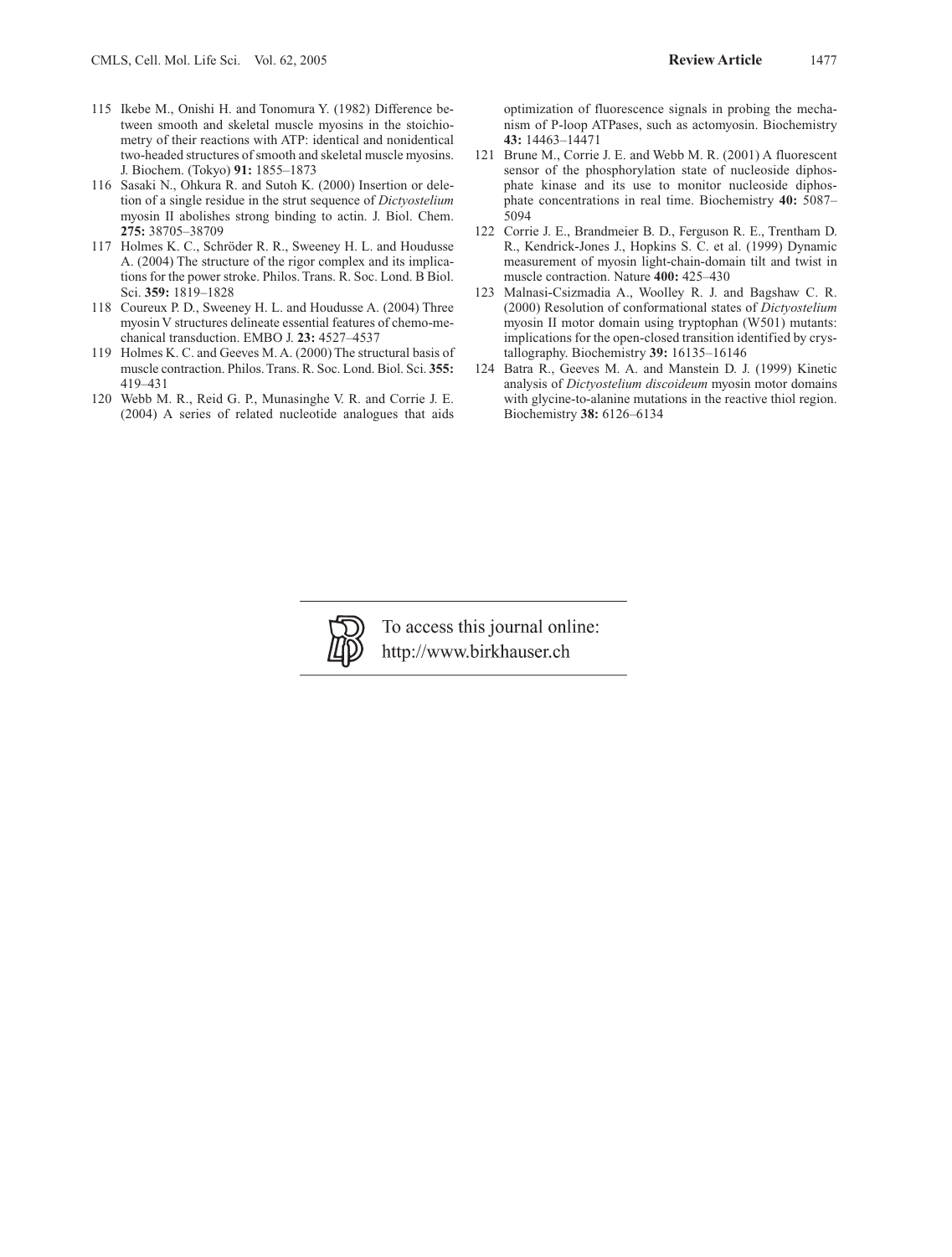115 Ikebe M., Onishi H. and Tonomura Y. (1982) Difference between smooth and skeletal muscle myosins in the stoichiometry of their reactions with ATP: identical and nonidentical two-headed structures of smooth and skeletal muscle myosins. J. Biochem. (Tokyo) **91:** 1855–1873

116 Sasaki N., Ohkura R. and Sutoh K. (2000) Insertion or deletion of a single residue in the strut sequence of *Dictyostelium* myosin II abolishes strong binding to actin. J. Biol. Chem. **275:** 38705–38709

117 Holmes K. C., Schröder R. R., Sweeney H. L. and Houdusse A. (2004) The structure of the rigor complex and its implications for the power stroke. Philos. Trans. R. Soc. Lond. B Biol. Sci. **359:** 1819–1828

118 Coureux P. D., Sweeney H. L. and Houdusse A. (2004) Three myosin V structures delineate essential features of chemo-mechanical transduction. EMBO J. **23:** 4527–4537

119 Holmes K. C. and Geeves M. A. (2000) The structural basis of muscle contraction. Philos. Trans. R. Soc. Lond. Biol. Sci. **355:** 419–431

120 Webb M. R., Reid G. P., Munasinghe V. R. and Corrie J. E. (2004) A series of related nucleotide analogues that aids optimization of fluorescence signals in probing the mechanism of P-loop ATPases, such as actomyosin. Biochemistry **43:** 14463–14471

121 Brune M., Corrie J. E. and Webb M. R. (2001) A fluorescent sensor of the phosphorylation state of nucleoside diphosphate kinase and its use to monitor nucleoside diphosphate concentrations in real time. Biochemistry **40:** 5087–5094

122 Corrie J. E., Brandmeier B. D., Ferguson R. E., Trentham D. R., Kendrick-Jones J., Hopkins S. C. et al. (1999) Dynamic measurement of myosin light-chain-domain tilt and twist in muscle contraction. Nature **400:** 425–430

123 Malnasi-Csizmadia A., Woolley R. J. and Bagshaw C. R. (2000) Resolution of conformational states of *Dictyostelium* myosin II motor domain using tryptophan (W501) mutants: implications for the open-closed transition identified by crystallography. Biochemistry **39:** 16135–16146

124 Batra R., Geeves M. A. and Manstein D. J. (1999) Kinetic analysis of *Dictyostelium discoideum* myosin motor domains with glycine-to-alanine mutations in the reactive thiol region. Biochemistry **38:** 6126–6134

To access this journal online:
http://www.birkhauser.ch